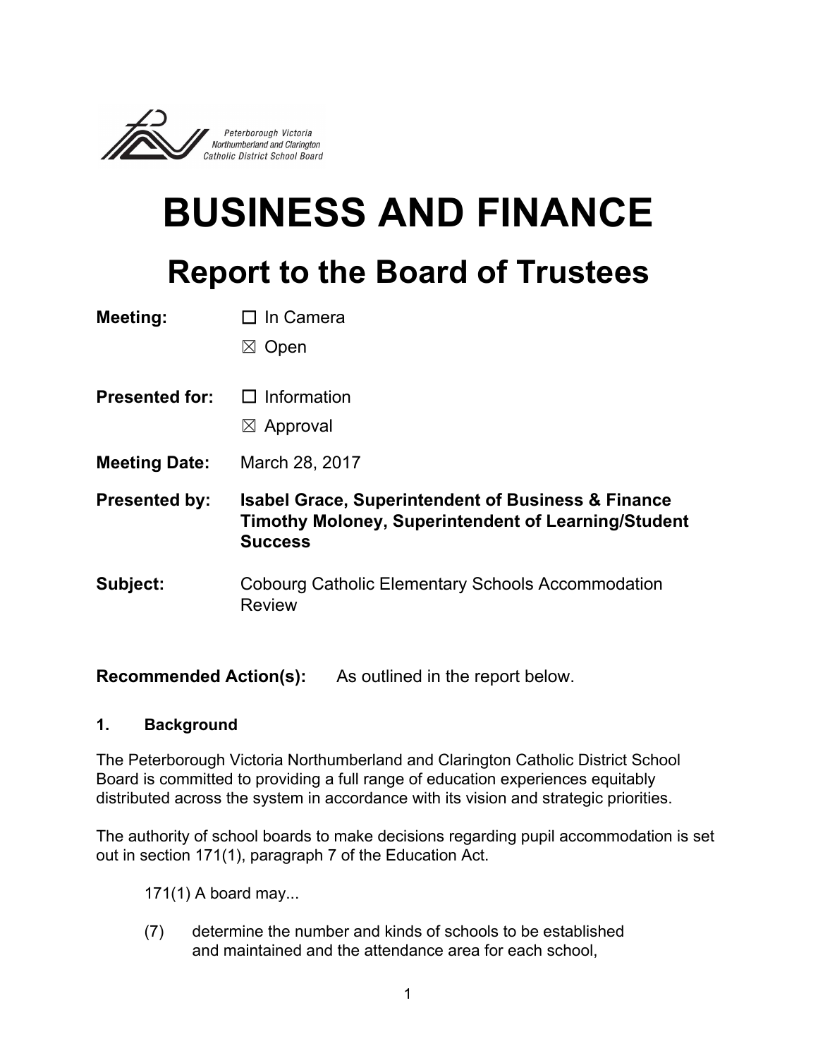Peterborough Victoria Northumberland and Clarington Catholic District School Board

# BUSINESS AND FINANCE

## Report to the Board of Trustees

**Meeting:** ☐ In Camera
☒ Open

**Presented for:** ☐ Information
☒ Approval

**Meeting Date:** March 28, 2017

**Presented by:** **Isabel Grace, Superintendent of Business & Finance**
**Timothy Moloney, Superintendent of Learning/Student Success**

**Subject:** Cobourg Catholic Elementary Schools Accommodation Review

**Recommended Action(s):** As outlined in the report below.

### 1. Background

The Peterborough Victoria Northumberland and Clarington Catholic District School Board is committed to providing a full range of education experiences equitably distributed across the system in accordance with its vision and strategic priorities.

The authority of school boards to make decisions regarding pupil accommodation is set out in section 171(1), paragraph 7 of the Education Act.

> 171(1) A board may...
>
> (7) determine the number and kinds of schools to be established and maintained and the attendance area for each school,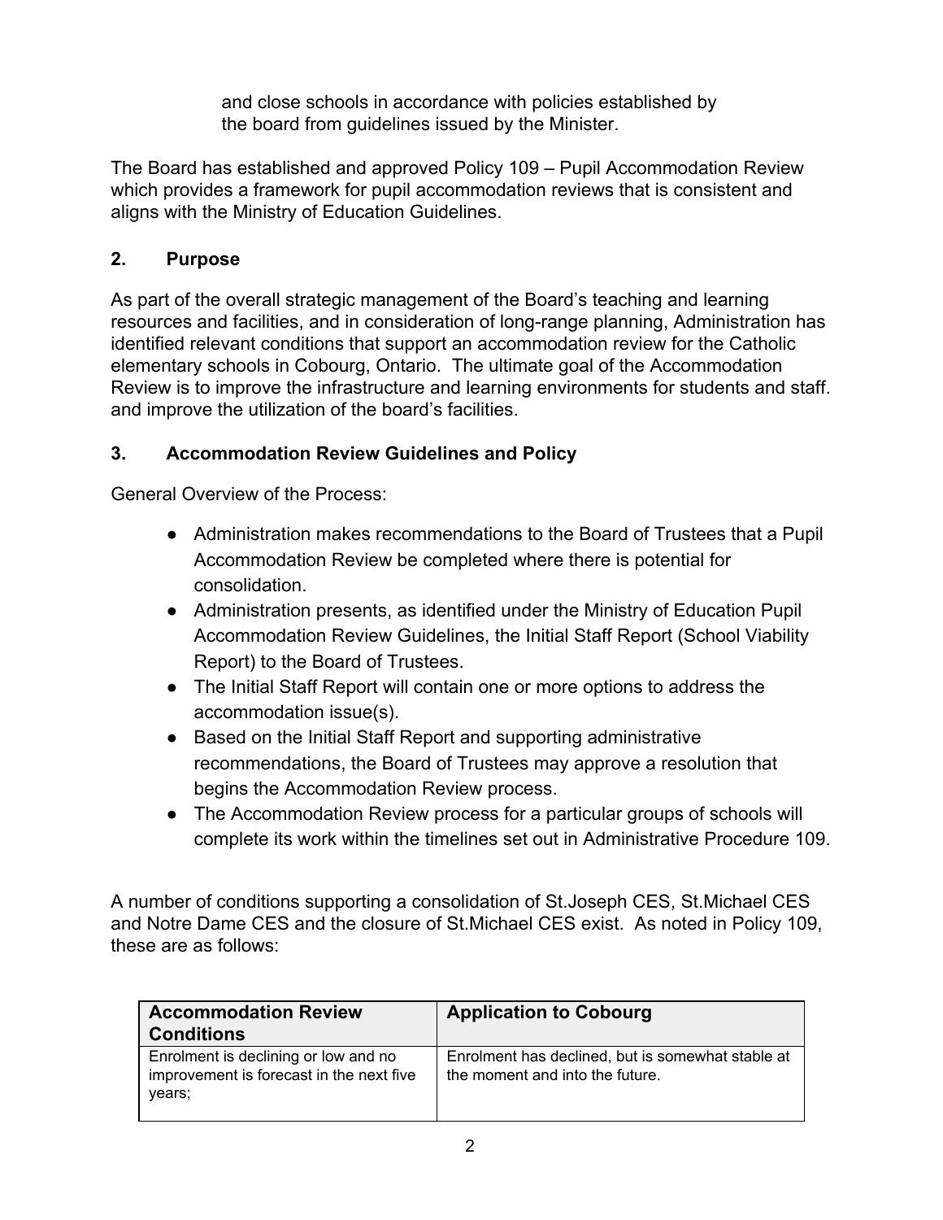and close schools in accordance with policies established by the board from guidelines issued by the Minister.

The Board has established and approved Policy 109 – Pupil Accommodation Review which provides a framework for pupil accommodation reviews that is consistent and aligns with the Ministry of Education Guidelines.

## 2. Purpose

As part of the overall strategic management of the Board's teaching and learning resources and facilities, and in consideration of long-range planning, Administration has identified relevant conditions that support an accommodation review for the Catholic elementary schools in Cobourg, Ontario. The ultimate goal of the Accommodation Review is to improve the infrastructure and learning environments for students and staff. and improve the utilization of the board's facilities.

## 3. Accommodation Review Guidelines and Policy

General Overview of the Process:

- Administration makes recommendations to the Board of Trustees that a Pupil Accommodation Review be completed where there is potential for consolidation.
- Administration presents, as identified under the Ministry of Education Pupil Accommodation Review Guidelines, the Initial Staff Report (School Viability Report) to the Board of Trustees.
- The Initial Staff Report will contain one or more options to address the accommodation issue(s).
- Based on the Initial Staff Report and supporting administrative recommendations, the Board of Trustees may approve a resolution that begins the Accommodation Review process.
- The Accommodation Review process for a particular groups of schools will complete its work within the timelines set out in Administrative Procedure 109.

A number of conditions supporting a consolidation of St.Joseph CES, St.Michael CES and Notre Dame CES and the closure of St.Michael CES exist. As noted in Policy 109, these are as follows:

| Accommodation Review Conditions | Application to Cobourg |
|---|---|
| Enrolment is declining or low and no improvement is forecast in the next five years; | Enrolment has declined, but is somewhat stable at the moment and into the future. |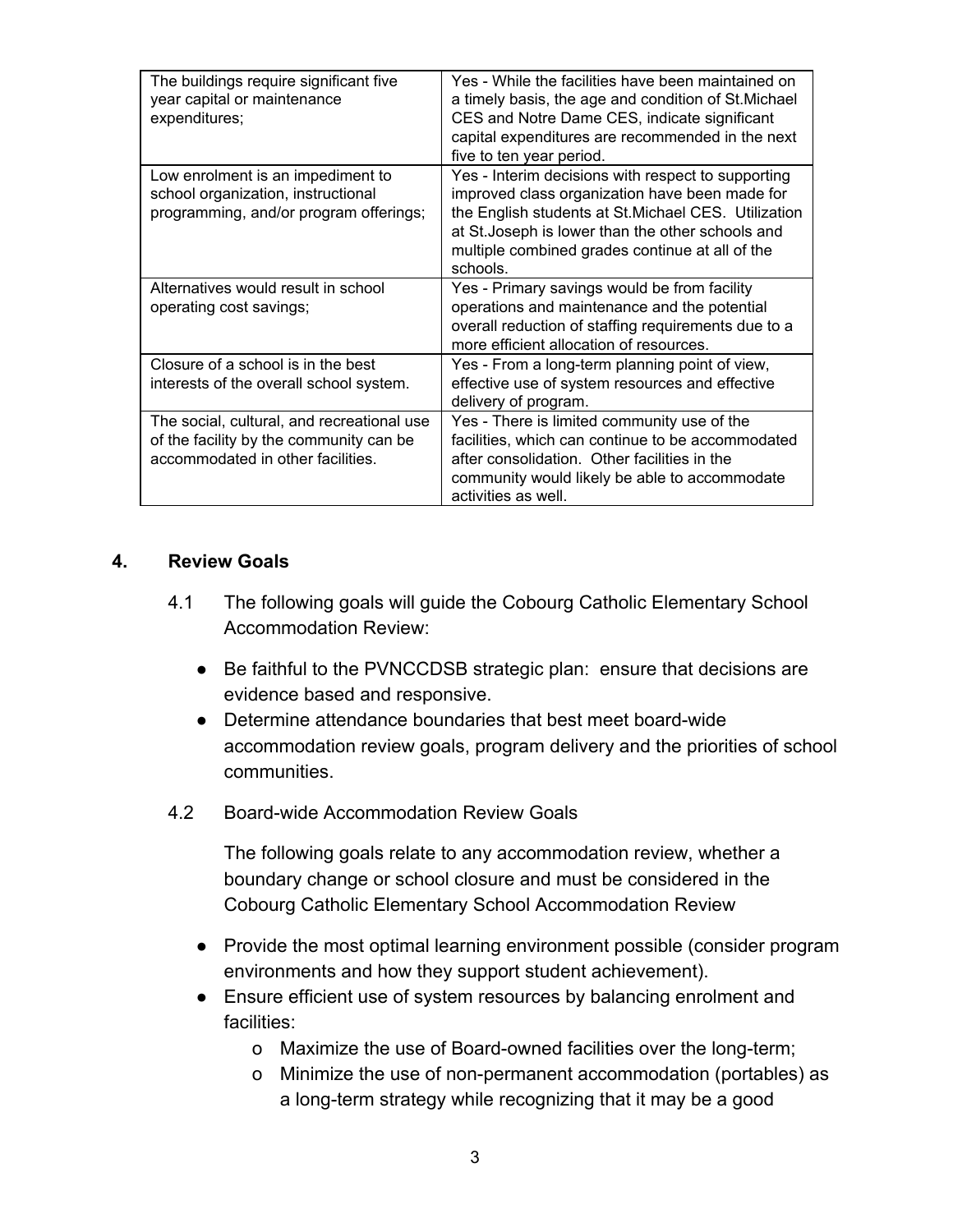| The buildings require significant five year capital or maintenance expenditures; | Yes - While the facilities have been maintained on a timely basis, the age and condition of St.Michael CES and Notre Dame CES, indicate significant capital expenditures are recommended in the next five to ten year period. |
|---|---|
| Low enrolment is an impediment to school organization, instructional programming, and/or program offerings; | Yes - Interim decisions with respect to supporting improved class organization have been made for the English students at St.Michael CES. Utilization at St.Joseph is lower than the other schools and multiple combined grades continue at all of the schools. |
| Alternatives would result in school operating cost savings; | Yes - Primary savings would be from facility operations and maintenance and the potential overall reduction of staffing requirements due to a more efficient allocation of resources. |
| Closure of a school is in the best interests of the overall school system. | Yes - From a long-term planning point of view, effective use of system resources and effective delivery of program. |
| The social, cultural, and recreational use of the facility by the community can be accommodated in other facilities. | Yes - There is limited community use of the facilities, which can continue to be accommodated after consolidation. Other facilities in the community would likely be able to accommodate activities as well. |

## 4. Review Goals

4.1 The following goals will guide the Cobourg Catholic Elementary School Accommodation Review:

- Be faithful to the PVNCCDSB strategic plan: ensure that decisions are evidence based and responsive.
- Determine attendance boundaries that best meet board-wide accommodation review goals, program delivery and the priorities of school communities.

4.2 Board-wide Accommodation Review Goals

The following goals relate to any accommodation review, whether a boundary change or school closure and must be considered in the Cobourg Catholic Elementary School Accommodation Review

- Provide the most optimal learning environment possible (consider program environments and how they support student achievement).
- Ensure efficient use of system resources by balancing enrolment and facilities:
  - o Maximize the use of Board-owned facilities over the long-term;
  - o Minimize the use of non-permanent accommodation (portables) as a long-term strategy while recognizing that it may be a good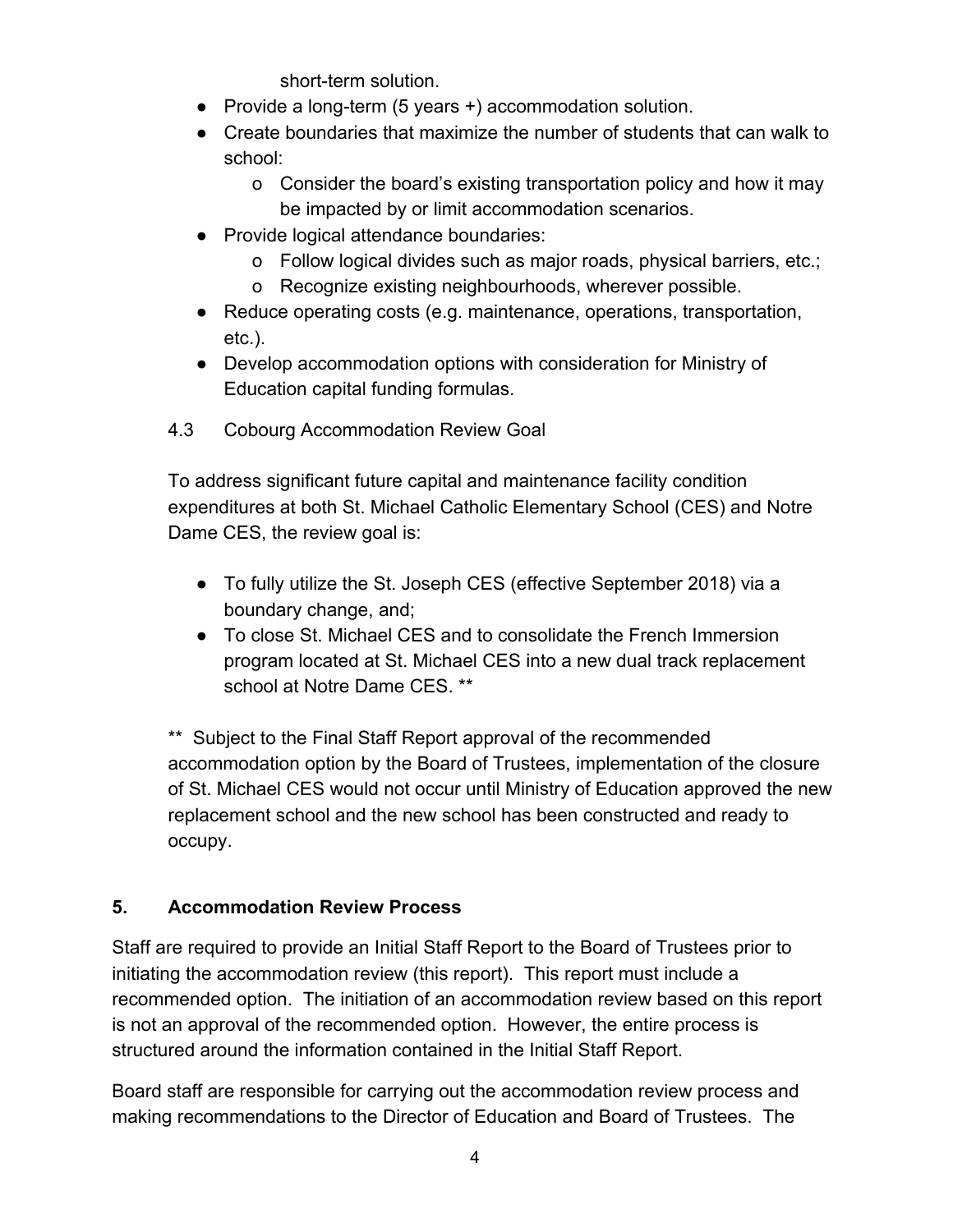short-term solution.

- Provide a long-term (5 years +) accommodation solution.
- Create boundaries that maximize the number of students that can walk to school:
    - Consider the board's existing transportation policy and how it may be impacted by or limit accommodation scenarios.
- Provide logical attendance boundaries:
    - Follow logical divides such as major roads, physical barriers, etc.;
    - Recognize existing neighbourhoods, wherever possible.
- Reduce operating costs (e.g. maintenance, operations, transportation, etc.).
- Develop accommodation options with consideration for Ministry of Education capital funding formulas.

4.3 Cobourg Accommodation Review Goal

To address significant future capital and maintenance facility condition expenditures at both St. Michael Catholic Elementary School (CES) and Notre Dame CES, the review goal is:

- To fully utilize the St. Joseph CES (effective September 2018) via a boundary change, and;
- To close St. Michael CES and to consolidate the French Immersion program located at St. Michael CES into a new dual track replacement school at Notre Dame CES. **

** Subject to the Final Staff Report approval of the recommended accommodation option by the Board of Trustees, implementation of the closure of St. Michael CES would not occur until Ministry of Education approved the new replacement school and the new school has been constructed and ready to occupy.

## 5. Accommodation Review Process

Staff are required to provide an Initial Staff Report to the Board of Trustees prior to initiating the accommodation review (this report). This report must include a recommended option. The initiation of an accommodation review based on this report is not an approval of the recommended option. However, the entire process is structured around the information contained in the Initial Staff Report.

Board staff are responsible for carrying out the accommodation review process and making recommendations to the Director of Education and Board of Trustees. The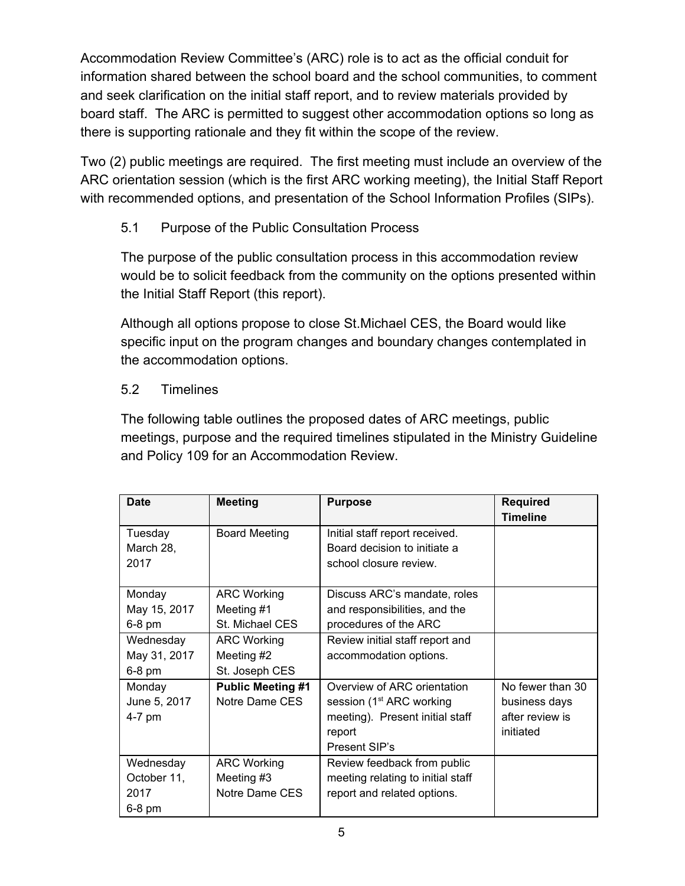Accommodation Review Committee's (ARC) role is to act as the official conduit for information shared between the school board and the school communities, to comment and seek clarification on the initial staff report, and to review materials provided by board staff. The ARC is permitted to suggest other accommodation options so long as there is supporting rationale and they fit within the scope of the review.

Two (2) public meetings are required. The first meeting must include an overview of the ARC orientation session (which is the first ARC working meeting), the Initial Staff Report with recommended options, and presentation of the School Information Profiles (SIPs).

### 5.1 Purpose of the Public Consultation Process

The purpose of the public consultation process in this accommodation review would be to solicit feedback from the community on the options presented within the Initial Staff Report (this report).

Although all options propose to close St.Michael CES, the Board would like specific input on the program changes and boundary changes contemplated in the accommodation options.

### 5.2 Timelines

The following table outlines the proposed dates of ARC meetings, public meetings, purpose and the required timelines stipulated in the Ministry Guideline and Policy 109 for an Accommodation Review.

| Date | Meeting | Purpose | Required Timeline |
|---|---|---|---|
| Tuesday March 28, 2017 | Board Meeting | Initial staff report received. Board decision to initiate a school closure review. | |
| Monday May 15, 2017 6-8 pm | ARC Working Meeting #1 St. Michael CES | Discuss ARC's mandate, roles and responsibilities, and the procedures of the ARC | |
| Wednesday May 31, 2017 6-8 pm | ARC Working Meeting #2 St. Joseph CES | Review initial staff report and accommodation options. | |
| Monday June 5, 2017 4-7 pm | **Public Meeting #1** Notre Dame CES | Overview of ARC orientation session (1st ARC working meeting). Present initial staff report Present SIP's | No fewer than 30 business days after review is initiated |
| Wednesday October 11, 2017 6-8 pm | ARC Working Meeting #3 Notre Dame CES | Review feedback from public meeting relating to initial staff report and related options. | |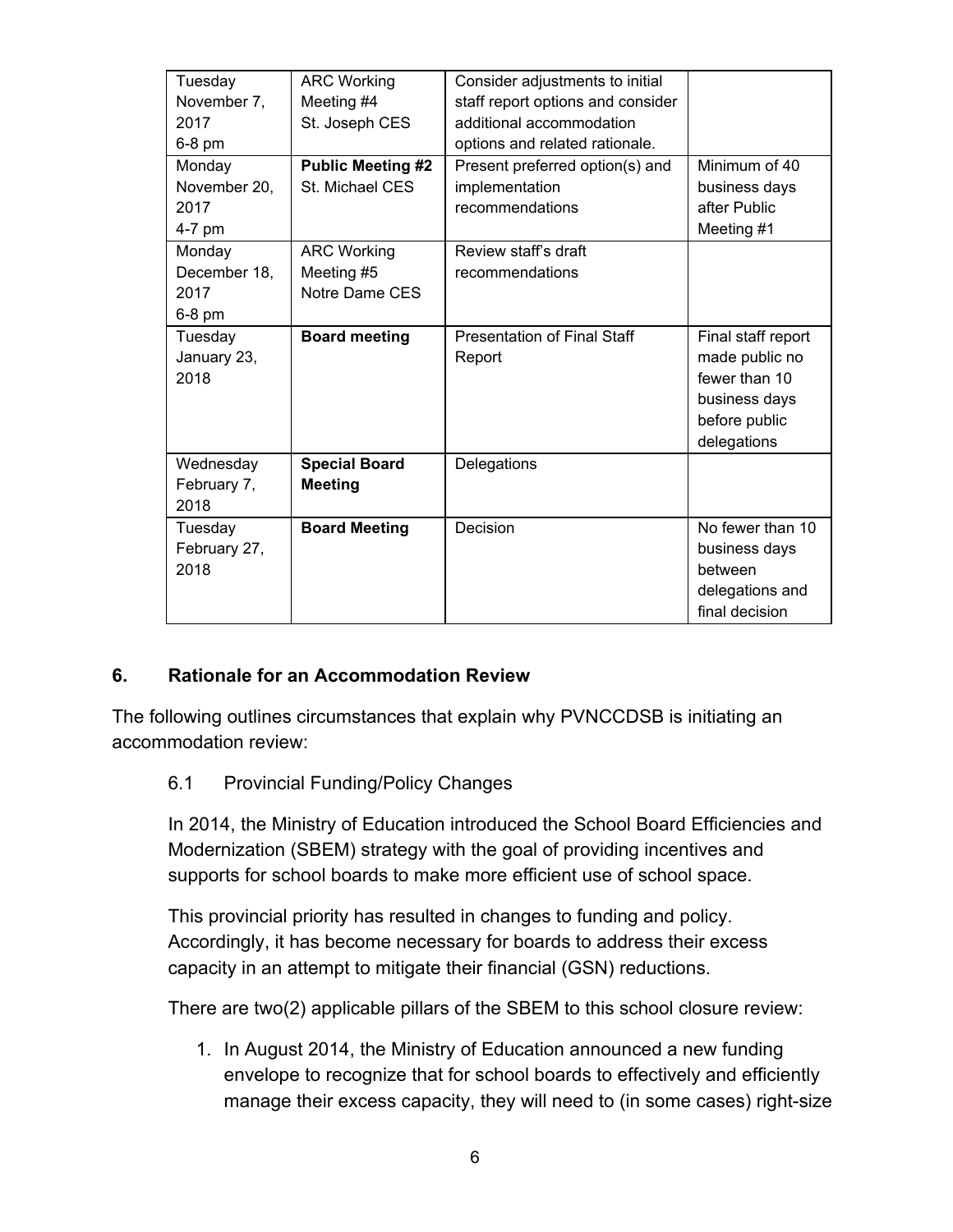| Tuesday November 7, 2017 6-8 pm | ARC Working Meeting #4 St. Joseph CES | Consider adjustments to initial staff report options and consider additional accommodation options and related rationale. | |
|---|---|---|---|
| Monday November 20, 2017 4-7 pm | **Public Meeting #2** St. Michael CES | Present preferred option(s) and implementation recommendations | Minimum of 40 business days after Public Meeting #1 |
| Monday December 18, 2017 6-8 pm | ARC Working Meeting #5 Notre Dame CES | Review staff's draft recommendations | |
| Tuesday January 23, 2018 | **Board meeting** | Presentation of Final Staff Report | Final staff report made public no fewer than 10 business days before public delegations |
| Wednesday February 7, 2018 | **Special Board Meeting** | Delegations | |
| Tuesday February 27, 2018 | **Board Meeting** | Decision | No fewer than 10 business days between delegations and final decision |

## 6. Rationale for an Accommodation Review

The following outlines circumstances that explain why PVNCCDSB is initiating an accommodation review:

### 6.1 Provincial Funding/Policy Changes

In 2014, the Ministry of Education introduced the School Board Efficiencies and Modernization (SBEM) strategy with the goal of providing incentives and supports for school boards to make more efficient use of school space.

This provincial priority has resulted in changes to funding and policy. Accordingly, it has become necessary for boards to address their excess capacity in an attempt to mitigate their financial (GSN) reductions.

There are two(2) applicable pillars of the SBEM to this school closure review:

1. In August 2014, the Ministry of Education announced a new funding envelope to recognize that for school boards to effectively and efficiently manage their excess capacity, they will need to (in some cases) right-size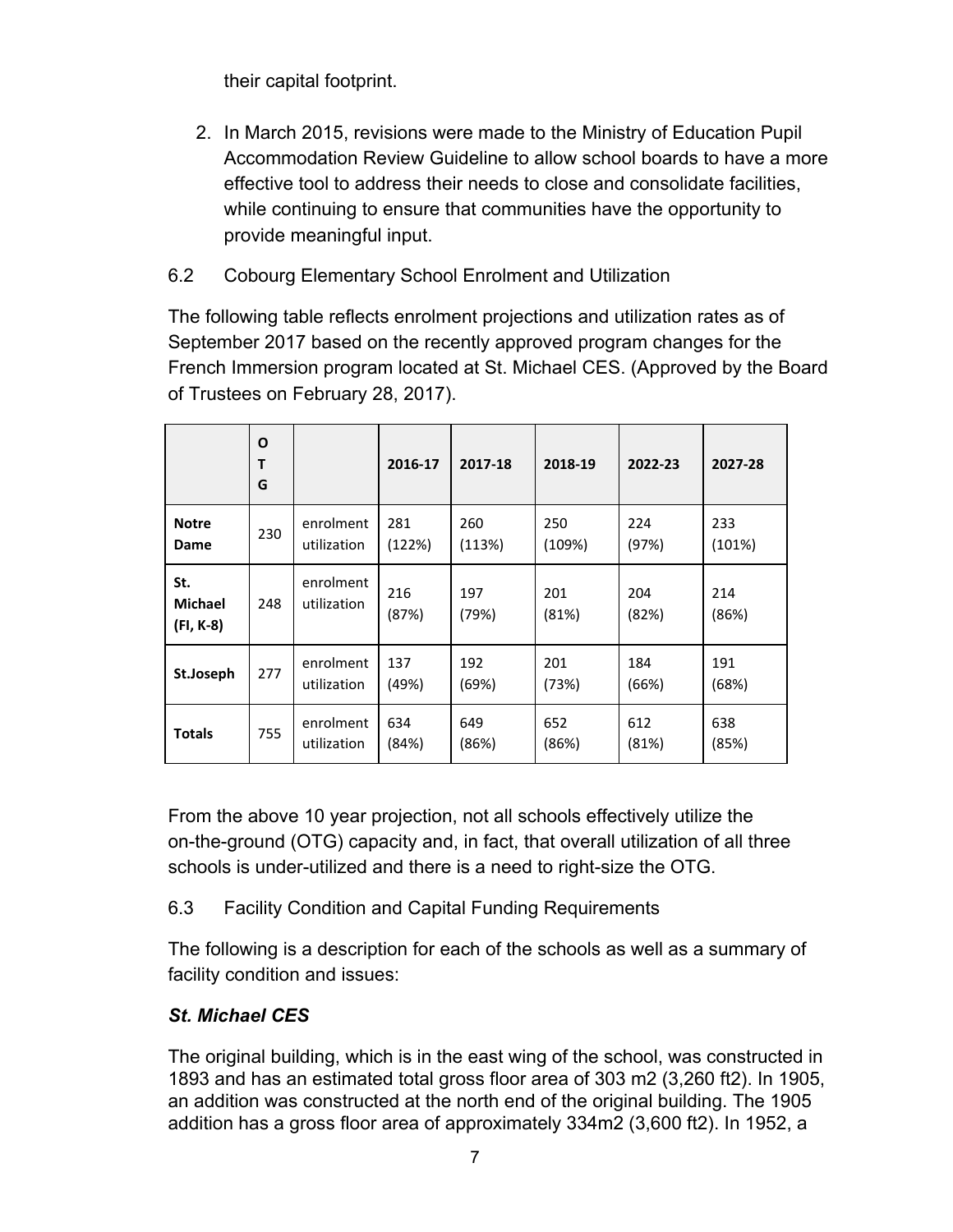their capital footprint.

2. In March 2015, revisions were made to the Ministry of Education Pupil Accommodation Review Guideline to allow school boards to have a more effective tool to address their needs to close and consolidate facilities, while continuing to ensure that communities have the opportunity to provide meaningful input.

6.2 Cobourg Elementary School Enrolment and Utilization

The following table reflects enrolment projections and utilization rates as of September 2017 based on the recently approved program changes for the French Immersion program located at St. Michael CES. (Approved by the Board of Trustees on February 28, 2017).

| | OTG | | 2016-17 | 2017-18 | 2018-19 | 2022-23 | 2027-28 |
|---|---|---|---|---|---|---|---|
| **Notre Dame** | 230 | enrolment utilization | 281 (122%) | 260 (113%) | 250 (109%) | 224 (97%) | 233 (101%) |
| **St. Michael (FI, K-8)** | 248 | enrolment utilization | 216 (87%) | 197 (79%) | 201 (81%) | 204 (82%) | 214 (86%) |
| **St.Joseph** | 277 | enrolment utilization | 137 (49%) | 192 (69%) | 201 (73%) | 184 (66%) | 191 (68%) |
| **Totals** | 755 | enrolment utilization | 634 (84%) | 649 (86%) | 652 (86%) | 612 (81%) | 638 (85%) |

From the above 10 year projection, not all schools effectively utilize the on-the-ground (OTG) capacity and, in fact, that overall utilization of all three schools is under-utilized and there is a need to right-size the OTG.

6.3 Facility Condition and Capital Funding Requirements

The following is a description for each of the schools as well as a summary of facility condition and issues:

***St. Michael CES***

The original building, which is in the east wing of the school, was constructed in 1893 and has an estimated total gross floor area of 303 m2 (3,260 ft2). In 1905, an addition was constructed at the north end of the original building. The 1905 addition has a gross floor area of approximately 334m2 (3,600 ft2). In 1952, a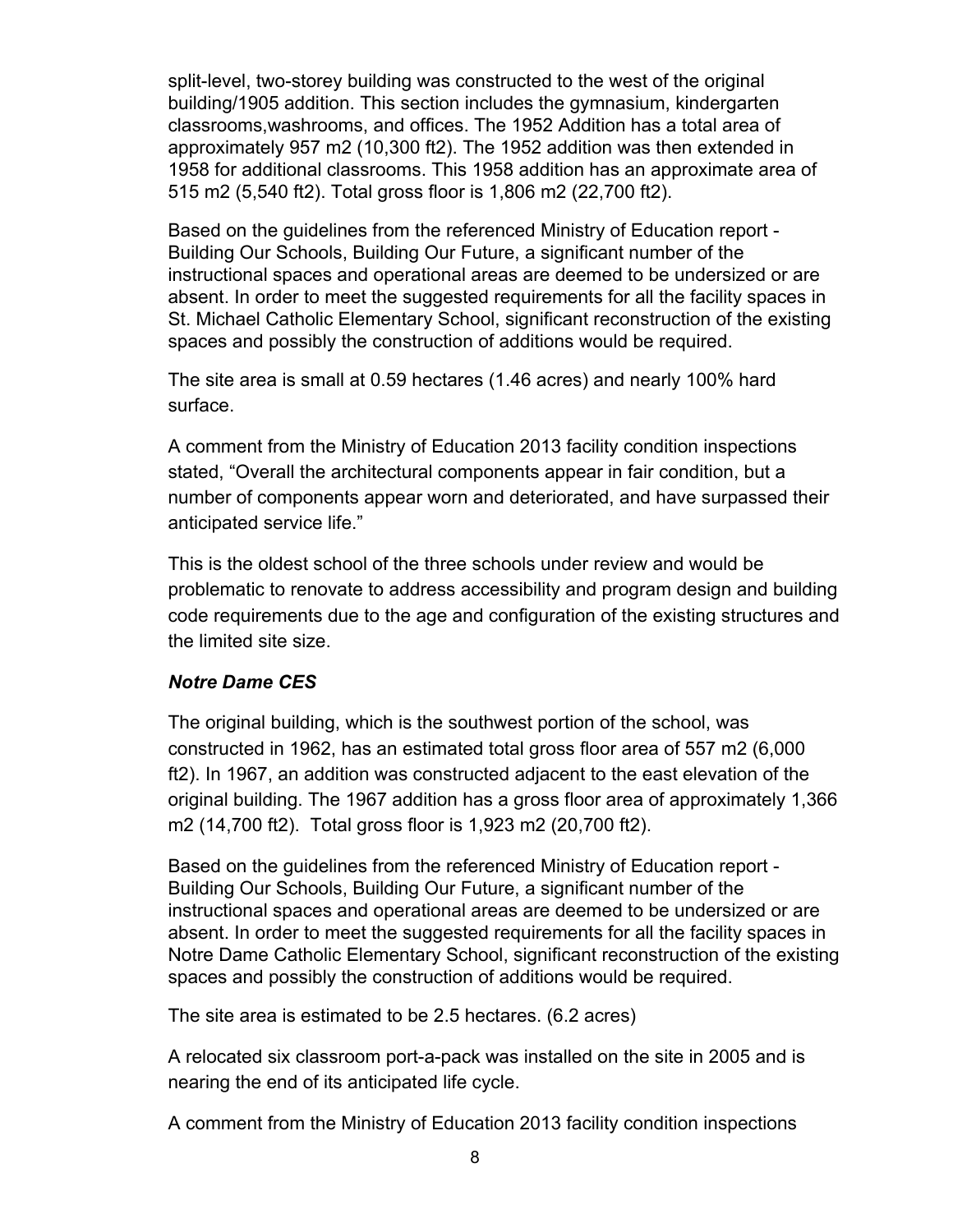split-level, two-storey building was constructed to the west of the original building/1905 addition. This section includes the gymnasium, kindergarten classrooms,washrooms, and offices. The 1952 Addition has a total area of approximately 957 m2 (10,300 ft2). The 1952 addition was then extended in 1958 for additional classrooms. This 1958 addition has an approximate area of 515 m2 (5,540 ft2). Total gross floor is 1,806 m2 (22,700 ft2).

Based on the guidelines from the referenced Ministry of Education report - Building Our Schools, Building Our Future, a significant number of the instructional spaces and operational areas are deemed to be undersized or are absent. In order to meet the suggested requirements for all the facility spaces in St. Michael Catholic Elementary School, significant reconstruction of the existing spaces and possibly the construction of additions would be required.

The site area is small at 0.59 hectares (1.46 acres) and nearly 100% hard surface.

A comment from the Ministry of Education 2013 facility condition inspections stated, "Overall the architectural components appear in fair condition, but a number of components appear worn and deteriorated, and have surpassed their anticipated service life."

This is the oldest school of the three schools under review and would be problematic to renovate to address accessibility and program design and building code requirements due to the age and configuration of the existing structures and the limited site size.

### *Notre Dame CES*

The original building, which is the southwest portion of the school, was constructed in 1962, has an estimated total gross floor area of 557 m2 (6,000 ft2). In 1967, an addition was constructed adjacent to the east elevation of the original building. The 1967 addition has a gross floor area of approximately 1,366 m2 (14,700 ft2). Total gross floor is 1,923 m2 (20,700 ft2).

Based on the guidelines from the referenced Ministry of Education report - Building Our Schools, Building Our Future, a significant number of the instructional spaces and operational areas are deemed to be undersized or are absent. In order to meet the suggested requirements for all the facility spaces in Notre Dame Catholic Elementary School, significant reconstruction of the existing spaces and possibly the construction of additions would be required.

The site area is estimated to be 2.5 hectares. (6.2 acres)

A relocated six classroom port-a-pack was installed on the site in 2005 and is nearing the end of its anticipated life cycle.

A comment from the Ministry of Education 2013 facility condition inspections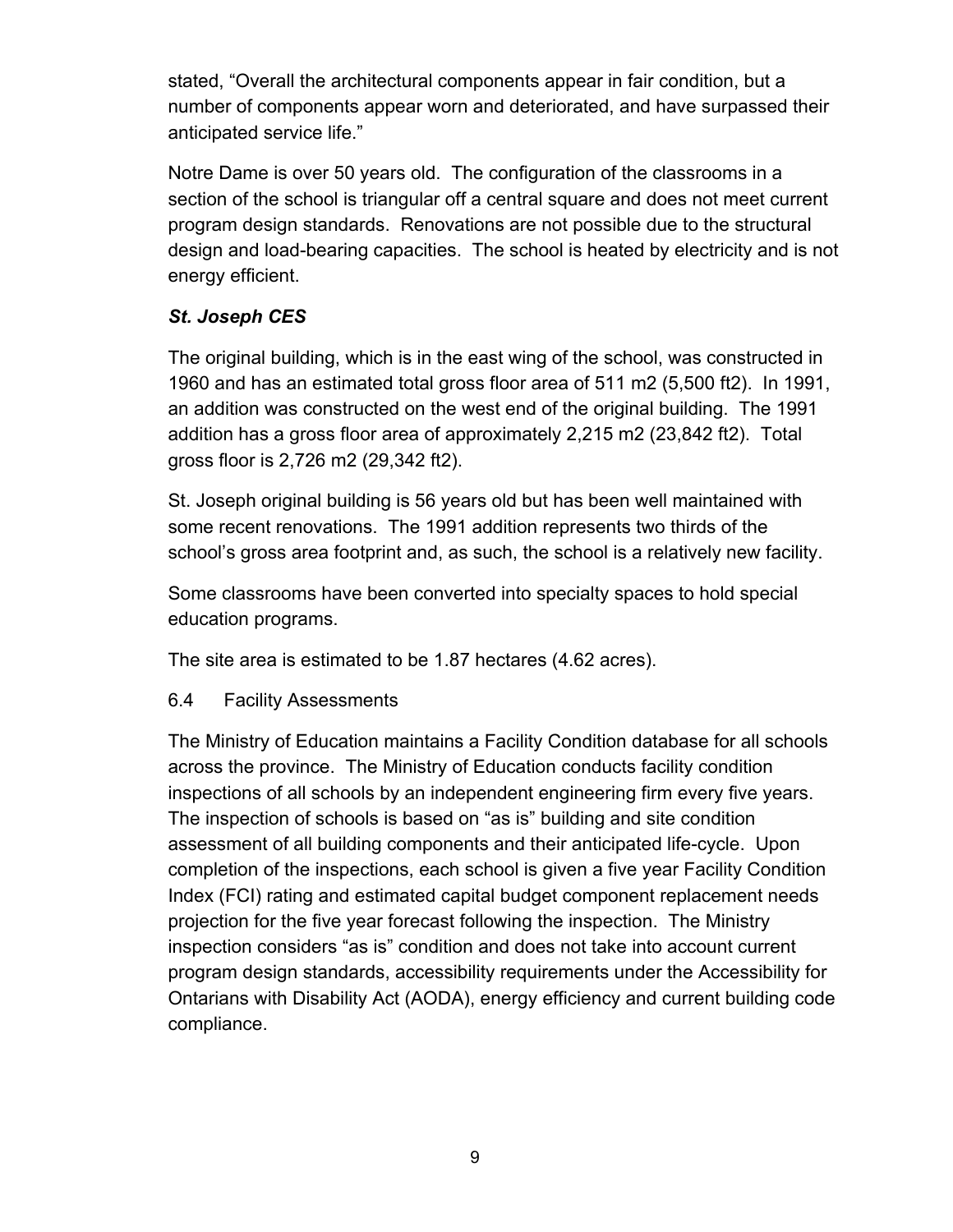stated, "Overall the architectural components appear in fair condition, but a number of components appear worn and deteriorated, and have surpassed their anticipated service life."

Notre Dame is over 50 years old. The configuration of the classrooms in a section of the school is triangular off a central square and does not meet current program design standards. Renovations are not possible due to the structural design and load-bearing capacities. The school is heated by electricity and is not energy efficient.

### *St. Joseph CES*

The original building, which is in the east wing of the school, was constructed in 1960 and has an estimated total gross floor area of 511 m2 (5,500 ft2). In 1991, an addition was constructed on the west end of the original building. The 1991 addition has a gross floor area of approximately 2,215 m2 (23,842 ft2). Total gross floor is 2,726 m2 (29,342 ft2).

St. Joseph original building is 56 years old but has been well maintained with some recent renovations. The 1991 addition represents two thirds of the school's gross area footprint and, as such, the school is a relatively new facility.

Some classrooms have been converted into specialty spaces to hold special education programs.

The site area is estimated to be 1.87 hectares (4.62 acres).

## 6.4 Facility Assessments

The Ministry of Education maintains a Facility Condition database for all schools across the province. The Ministry of Education conducts facility condition inspections of all schools by an independent engineering firm every five years. The inspection of schools is based on "as is" building and site condition assessment of all building components and their anticipated life-cycle. Upon completion of the inspections, each school is given a five year Facility Condition Index (FCI) rating and estimated capital budget component replacement needs projection for the five year forecast following the inspection. The Ministry inspection considers "as is" condition and does not take into account current program design standards, accessibility requirements under the Accessibility for Ontarians with Disability Act (AODA), energy efficiency and current building code compliance.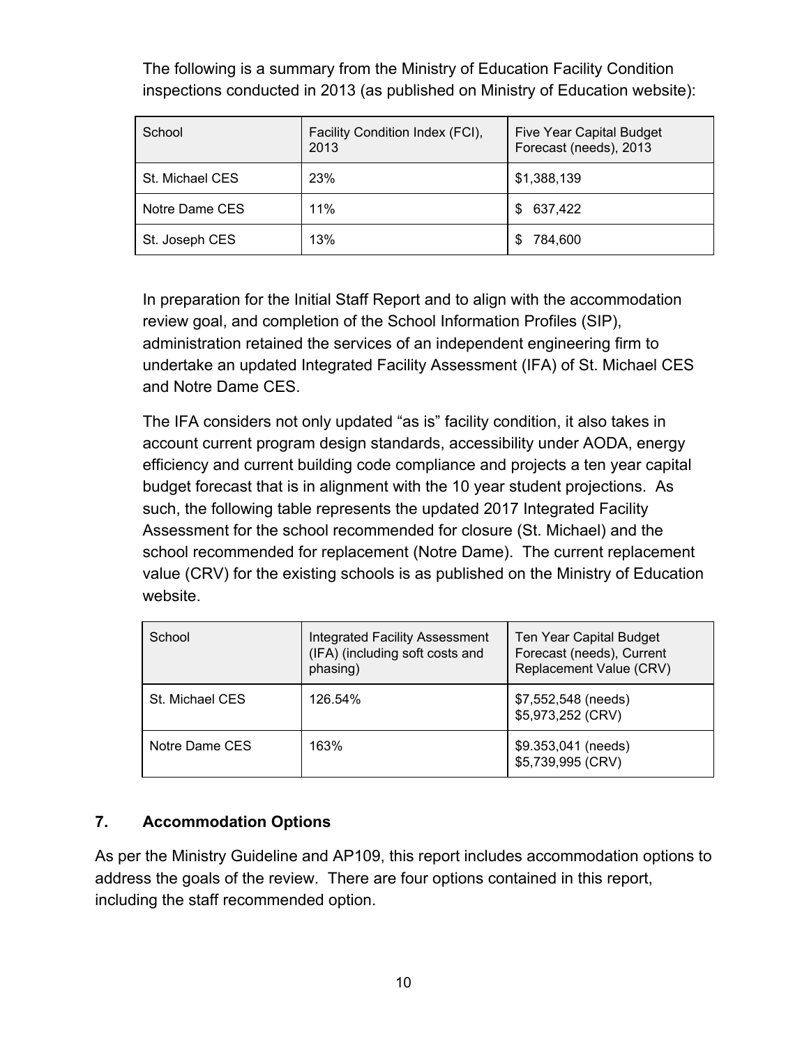The following is a summary from the Ministry of Education Facility Condition inspections conducted in 2013 (as published on Ministry of Education website):

| School | Facility Condition Index (FCI), 2013 | Five Year Capital Budget Forecast (needs), 2013 |
|---|---|---|
| St. Michael CES | 23% | $1,388,139 |
| Notre Dame CES | 11% | $ 637,422 |
| St. Joseph CES | 13% | $ 784,600 |

In preparation for the Initial Staff Report and to align with the accommodation review goal, and completion of the School Information Profiles (SIP), administration retained the services of an independent engineering firm to undertake an updated Integrated Facility Assessment (IFA) of St. Michael CES and Notre Dame CES.

The IFA considers not only updated "as is" facility condition, it also takes in account current program design standards, accessibility under AODA, energy efficiency and current building code compliance and projects a ten year capital budget forecast that is in alignment with the 10 year student projections. As such, the following table represents the updated 2017 Integrated Facility Assessment for the school recommended for closure (St. Michael) and the school recommended for replacement (Notre Dame). The current replacement value (CRV) for the existing schools is as published on the Ministry of Education website.

| School | Integrated Facility Assessment (IFA) (including soft costs and phasing) | Ten Year Capital Budget Forecast (needs), Current Replacement Value (CRV) |
|---|---|---|
| St. Michael CES | 126.54% | $7,552,548 (needs)<br>$5,973,252 (CRV) |
| Notre Dame CES | 163% | $9.353,041 (needs)<br>$5,739,995 (CRV) |

## 7. Accommodation Options

As per the Ministry Guideline and AP109, this report includes accommodation options to address the goals of the review. There are four options contained in this report, including the staff recommended option.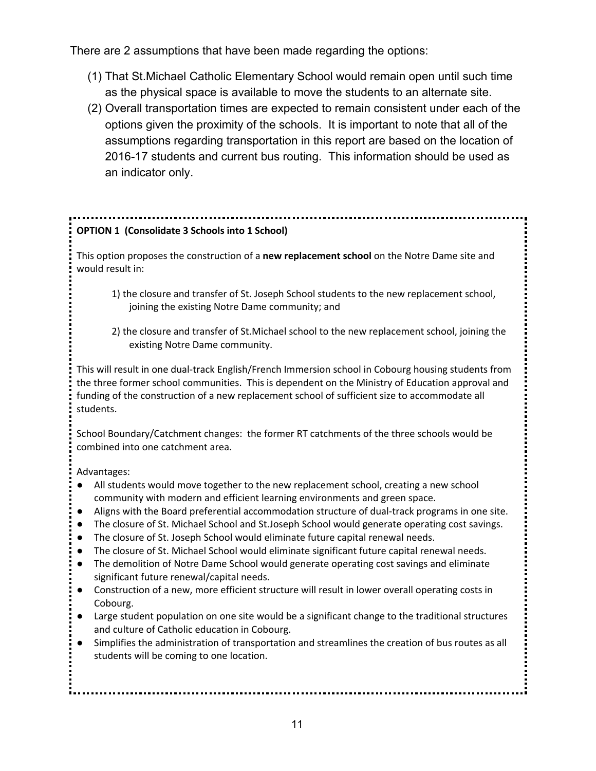There are 2 assumptions that have been made regarding the options:

(1) That St.Michael Catholic Elementary School would remain open until such time as the physical space is available to move the students to an alternate site.

(2) Overall transportation times are expected to remain consistent under each of the options given the proximity of the schools. It is important to note that all of the assumptions regarding transportation in this report are based on the location of 2016-17 students and current bus routing. This information should be used as an indicator only.

**OPTION 1 (Consolidate 3 Schools into 1 School)**

This option proposes the construction of a **new replacement school** on the Notre Dame site and would result in:

1) the closure and transfer of St. Joseph School students to the new replacement school, joining the existing Notre Dame community; and

2) the closure and transfer of St.Michael school to the new replacement school, joining the existing Notre Dame community.

This will result in one dual-track English/French Immersion school in Cobourg housing students from the three former school communities. This is dependent on the Ministry of Education approval and funding of the construction of a new replacement school of sufficient size to accommodate all students.

School Boundary/Catchment changes: the former RT catchments of the three schools would be combined into one catchment area.

Advantages:

- All students would move together to the new replacement school, creating a new school community with modern and efficient learning environments and green space.
- Aligns with the Board preferential accommodation structure of dual-track programs in one site.
- The closure of St. Michael School and St.Joseph School would generate operating cost savings.
- The closure of St. Joseph School would eliminate future capital renewal needs.
- The closure of St. Michael School would eliminate significant future capital renewal needs.
- The demolition of Notre Dame School would generate operating cost savings and eliminate significant future renewal/capital needs.
- Construction of a new, more efficient structure will result in lower overall operating costs in Cobourg.
- Large student population on one site would be a significant change to the traditional structures and culture of Catholic education in Cobourg.
- Simplifies the administration of transportation and streamlines the creation of bus routes as all students will be coming to one location.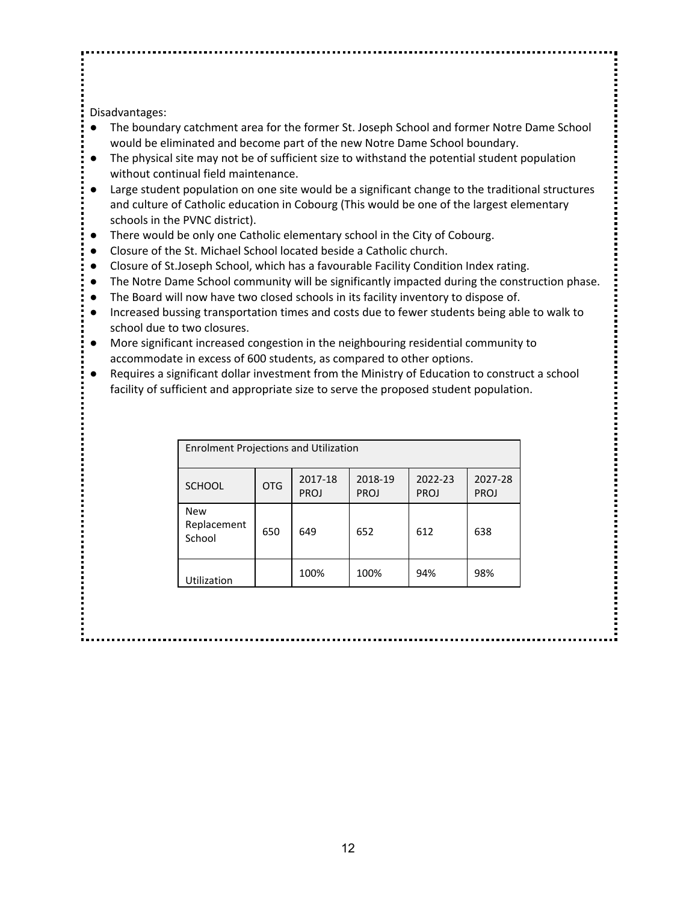Disadvantages:

- The boundary catchment area for the former St. Joseph School and former Notre Dame School would be eliminated and become part of the new Notre Dame School boundary.
- The physical site may not be of sufficient size to withstand the potential student population without continual field maintenance.
- Large student population on one site would be a significant change to the traditional structures and culture of Catholic education in Cobourg (This would be one of the largest elementary schools in the PVNC district).
- There would be only one Catholic elementary school in the City of Cobourg.
- Closure of the St. Michael School located beside a Catholic church.
- Closure of St.Joseph School, which has a favourable Facility Condition Index rating.
- The Notre Dame School community will be significantly impacted during the construction phase.
- The Board will now have two closed schools in its facility inventory to dispose of.
- Increased bussing transportation times and costs due to fewer students being able to walk to school due to two closures.
- More significant increased congestion in the neighbouring residential community to accommodate in excess of 600 students, as compared to other options.
- Requires a significant dollar investment from the Ministry of Education to construct a school facility of sufficient and appropriate size to serve the proposed student population.

| Enrolment Projections and Utilization | | | | | |
|---|---|---|---|---|---|
| SCHOOL | OTG | 2017-18 PROJ | 2018-19 PROJ | 2022-23 PROJ | 2027-28 PROJ |
| New Replacement School | 650 | 649 | 652 | 612 | 638 |
| Utilization | | 100% | 100% | 94% | 98% |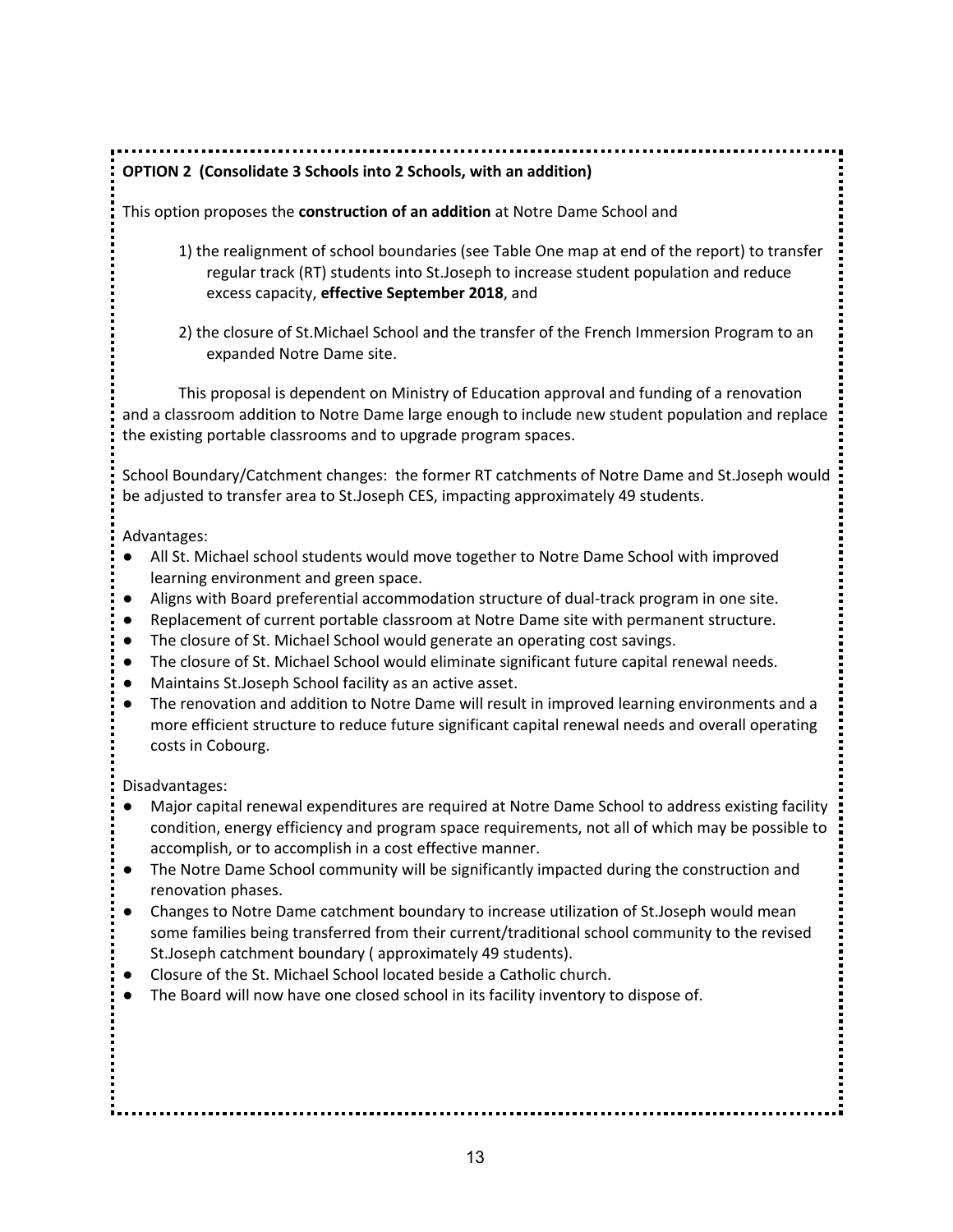**OPTION 2 (Consolidate 3 Schools into 2 Schools, with an addition)**

This option proposes the **construction of an addition** at Notre Dame School and

1) the realignment of school boundaries (see Table One map at end of the report) to transfer regular track (RT) students into St.Joseph to increase student population and reduce excess capacity, **effective September 2018**, and

2) the closure of St.Michael School and the transfer of the French Immersion Program to an expanded Notre Dame site.

This proposal is dependent on Ministry of Education approval and funding of a renovation and a classroom addition to Notre Dame large enough to include new student population and replace the existing portable classrooms and to upgrade program spaces.

School Boundary/Catchment changes: the former RT catchments of Notre Dame and St.Joseph would be adjusted to transfer area to St.Joseph CES, impacting approximately 49 students.

Advantages:

- All St. Michael school students would move together to Notre Dame School with improved learning environment and green space.
- Aligns with Board preferential accommodation structure of dual-track program in one site.
- Replacement of current portable classroom at Notre Dame site with permanent structure.
- The closure of St. Michael School would generate an operating cost savings.
- The closure of St. Michael School would eliminate significant future capital renewal needs.
- Maintains St.Joseph School facility as an active asset.
- The renovation and addition to Notre Dame will result in improved learning environments and a more efficient structure to reduce future significant capital renewal needs and overall operating costs in Cobourg.

Disadvantages:

- Major capital renewal expenditures are required at Notre Dame School to address existing facility condition, energy efficiency and program space requirements, not all of which may be possible to accomplish, or to accomplish in a cost effective manner.
- The Notre Dame School community will be significantly impacted during the construction and renovation phases.
- Changes to Notre Dame catchment boundary to increase utilization of St.Joseph would mean some families being transferred from their current/traditional school community to the revised St.Joseph catchment boundary ( approximately 49 students).
- Closure of the St. Michael School located beside a Catholic church.
- The Board will now have one closed school in its facility inventory to dispose of.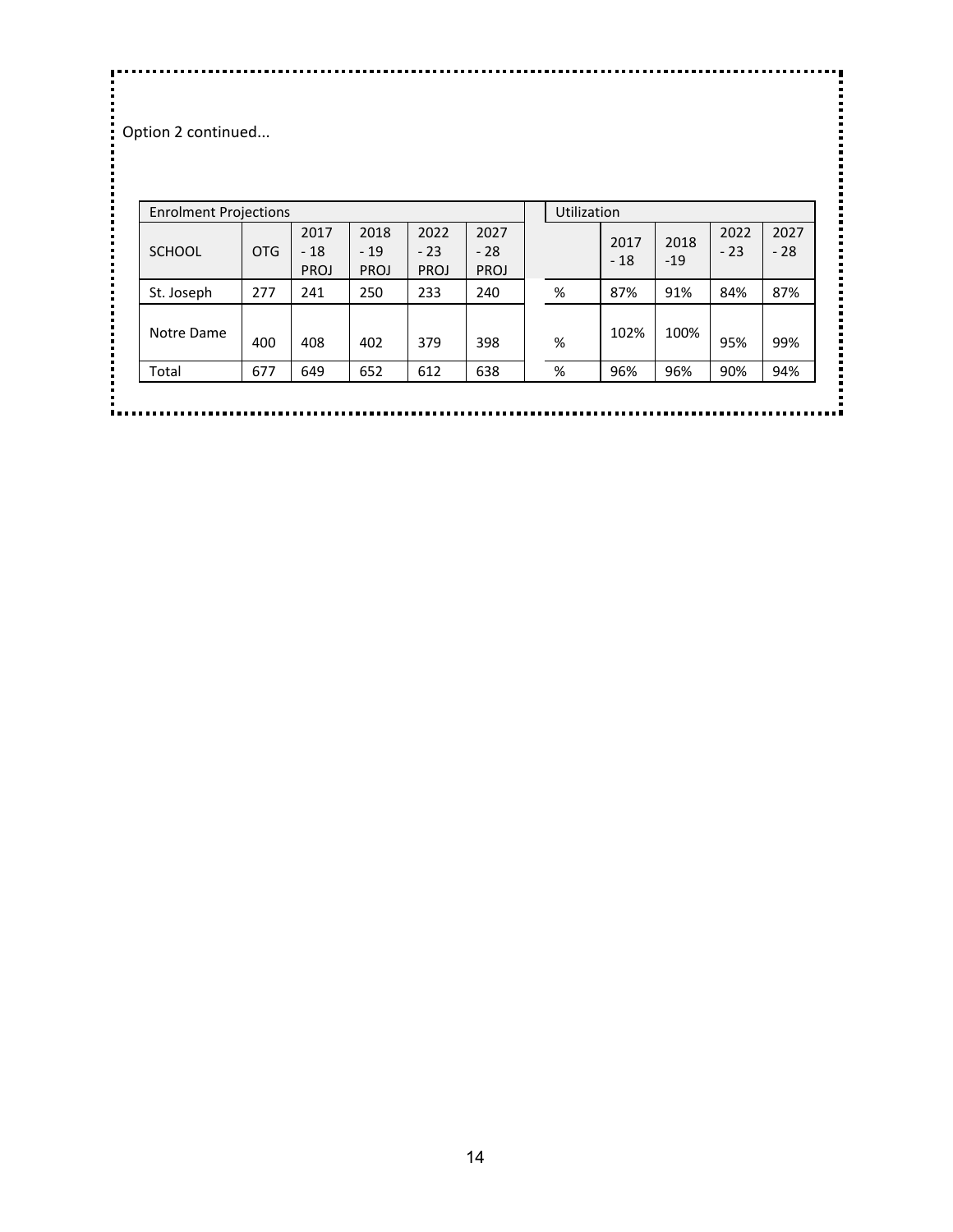Option 2 continued...

| Enrolment Projections | | | | | | | Utilization | | | | |
|---|---|---|---|---|---|---|---|---|---|---|---|
| SCHOOL | OTG | 2017 - 18 PROJ | 2018 - 19 PROJ | 2022 - 23 PROJ | 2027 - 28 PROJ | | | 2017 - 18 | 2018 -19 | 2022 - 23 | 2027 - 28 |
| St. Joseph | 277 | 241 | 250 | 233 | 240 | | % | 87% | 91% | 84% | 87% |
| Notre Dame | 400 | 408 | 402 | 379 | 398 | | % | 102% | 100% | 95% | 99% |
| Total | 677 | 649 | 652 | 612 | 638 | | % | 96% | 96% | 90% | 94% |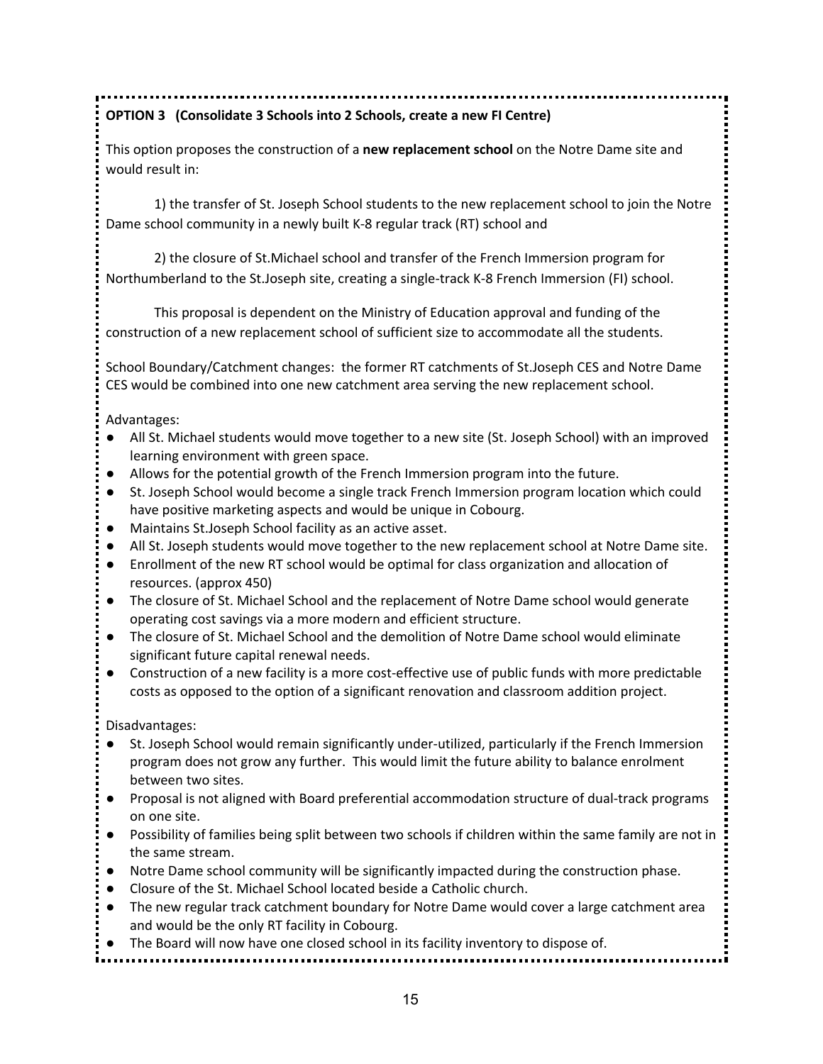**OPTION 3 (Consolidate 3 Schools into 2 Schools, create a new FI Centre)**

This option proposes the construction of a **new replacement school** on the Notre Dame site and would result in:

1) the transfer of St. Joseph School students to the new replacement school to join the Notre Dame school community in a newly built K-8 regular track (RT) school and

2) the closure of St.Michael school and transfer of the French Immersion program for Northumberland to the St.Joseph site, creating a single-track K-8 French Immersion (FI) school.

This proposal is dependent on the Ministry of Education approval and funding of the construction of a new replacement school of sufficient size to accommodate all the students.

School Boundary/Catchment changes: the former RT catchments of St.Joseph CES and Notre Dame CES would be combined into one new catchment area serving the new replacement school.

Advantages:

- All St. Michael students would move together to a new site (St. Joseph School) with an improved learning environment with green space.
- Allows for the potential growth of the French Immersion program into the future.
- St. Joseph School would become a single track French Immersion program location which could have positive marketing aspects and would be unique in Cobourg.
- Maintains St.Joseph School facility as an active asset.
- All St. Joseph students would move together to the new replacement school at Notre Dame site.
- Enrollment of the new RT school would be optimal for class organization and allocation of resources. (approx 450)
- The closure of St. Michael School and the replacement of Notre Dame school would generate operating cost savings via a more modern and efficient structure.
- The closure of St. Michael School and the demolition of Notre Dame school would eliminate significant future capital renewal needs.
- Construction of a new facility is a more cost-effective use of public funds with more predictable costs as opposed to the option of a significant renovation and classroom addition project.

Disadvantages:

- St. Joseph School would remain significantly under-utilized, particularly if the French Immersion program does not grow any further. This would limit the future ability to balance enrolment between two sites.
- Proposal is not aligned with Board preferential accommodation structure of dual-track programs on one site.
- Possibility of families being split between two schools if children within the same family are not in the same stream.
- Notre Dame school community will be significantly impacted during the construction phase.
- Closure of the St. Michael School located beside a Catholic church.
- The new regular track catchment boundary for Notre Dame would cover a large catchment area and would be the only RT facility in Cobourg.
- The Board will now have one closed school in its facility inventory to dispose of.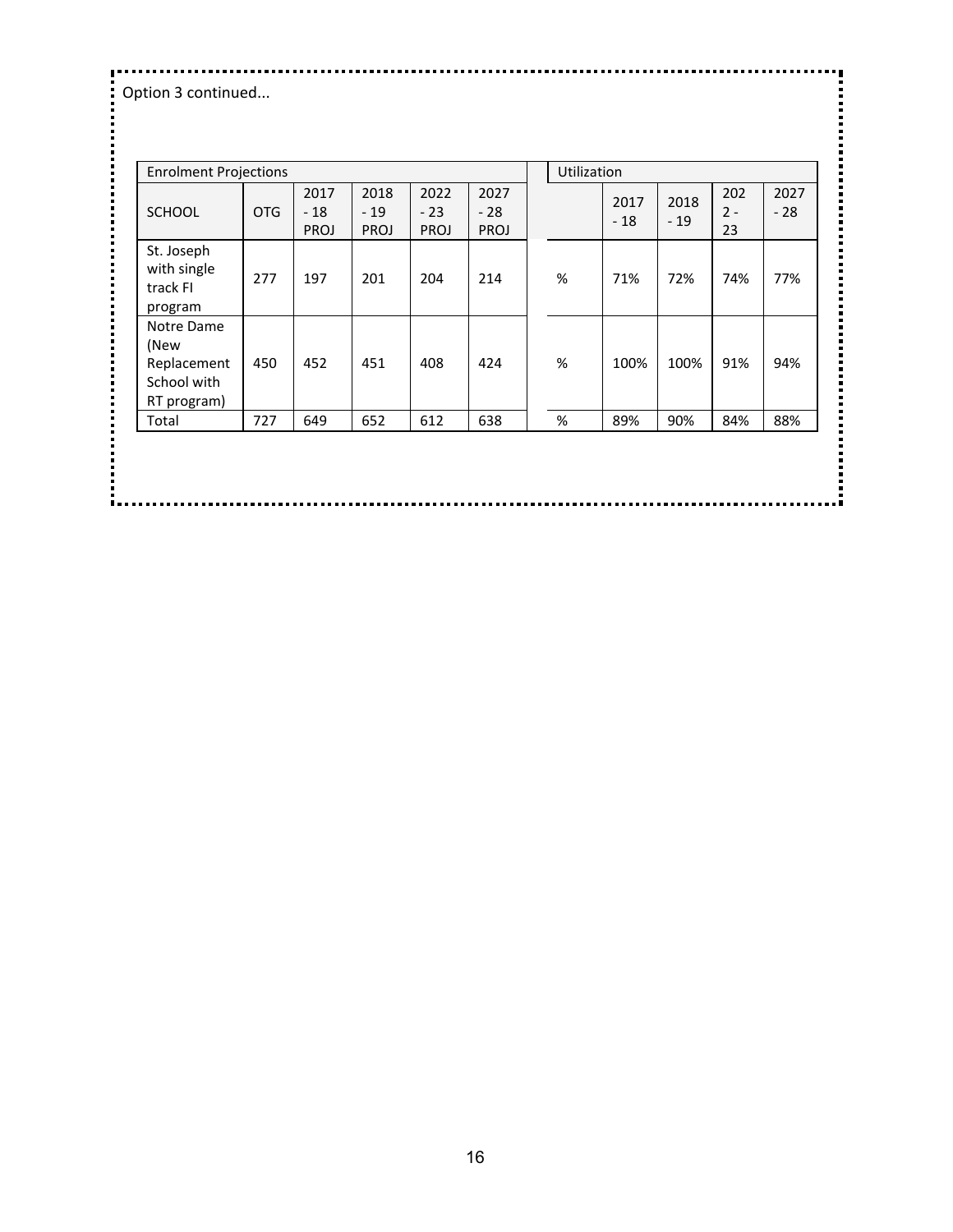Option 3 continued...

| Enrolment Projections | | | | | | | Utilization | | | | |
|---|---|---|---|---|---|---|---|---|---|---|---|
| SCHOOL | OTG | 2017 - 18 PROJ | 2018 - 19 PROJ | 2022 - 23 PROJ | 2027 - 28 PROJ | | | 2017 - 18 | 2018 - 19 | 2022 - 23 | 2027 - 28 |
| St. Joseph with single track FI program | 277 | 197 | 201 | 204 | 214 | | % | 71% | 72% | 74% | 77% |
| Notre Dame (New Replacement School with RT program) | 450 | 452 | 451 | 408 | 424 | | % | 100% | 100% | 91% | 94% |
| Total | 727 | 649 | 652 | 612 | 638 | | % | 89% | 90% | 84% | 88% |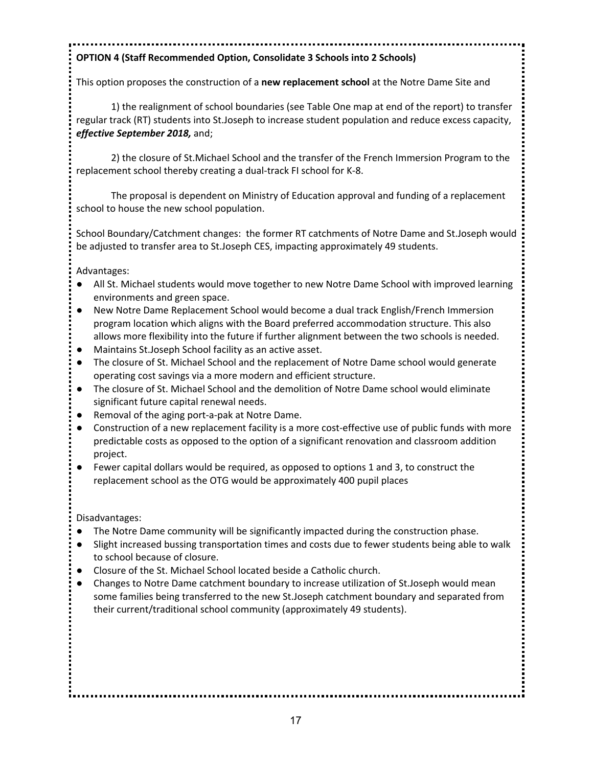**OPTION 4 (Staff Recommended Option, Consolidate 3 Schools into 2 Schools)**

This option proposes the construction of a **new replacement school** at the Notre Dame Site and

1) the realignment of school boundaries (see Table One map at end of the report) to transfer regular track (RT) students into St.Joseph to increase student population and reduce excess capacity, ***effective September 2018,*** and;

2) the closure of St.Michael School and the transfer of the French Immersion Program to the replacement school thereby creating a dual-track FI school for K-8.

The proposal is dependent on Ministry of Education approval and funding of a replacement school to house the new school population.

School Boundary/Catchment changes: the former RT catchments of Notre Dame and St.Joseph would be adjusted to transfer area to St.Joseph CES, impacting approximately 49 students.

Advantages:

- All St. Michael students would move together to new Notre Dame School with improved learning environments and green space.
- New Notre Dame Replacement School would become a dual track English/French Immersion program location which aligns with the Board preferred accommodation structure. This also allows more flexibility into the future if further alignment between the two schools is needed.
- Maintains St.Joseph School facility as an active asset.
- The closure of St. Michael School and the replacement of Notre Dame school would generate operating cost savings via a more modern and efficient structure.
- The closure of St. Michael School and the demolition of Notre Dame school would eliminate significant future capital renewal needs.
- Removal of the aging port-a-pak at Notre Dame.
- Construction of a new replacement facility is a more cost-effective use of public funds with more predictable costs as opposed to the option of a significant renovation and classroom addition project.
- Fewer capital dollars would be required, as opposed to options 1 and 3, to construct the replacement school as the OTG would be approximately 400 pupil places

Disadvantages:

- The Notre Dame community will be significantly impacted during the construction phase.
- Slight increased bussing transportation times and costs due to fewer students being able to walk to school because of closure.
- Closure of the St. Michael School located beside a Catholic church.
- Changes to Notre Dame catchment boundary to increase utilization of St.Joseph would mean some families being transferred to the new St.Joseph catchment boundary and separated from their current/traditional school community (approximately 49 students).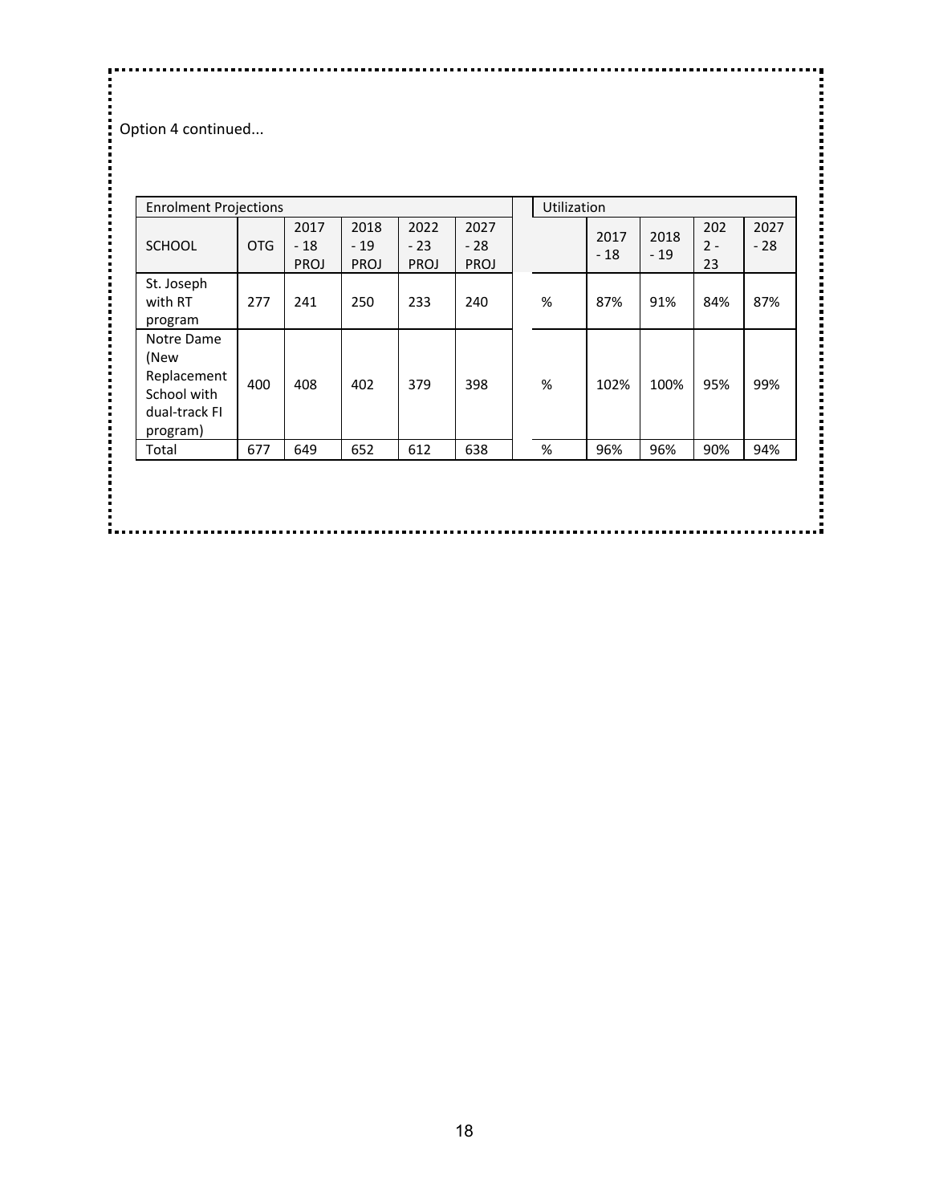Option 4 continued...

| Enrolment Projections | | | | | | | Utilization | | | | |
|---|---|---|---|---|---|---|---|---|---|---|---|
| SCHOOL | OTG | 2017 - 18 PROJ | 2018 - 19 PROJ | 2022 - 23 PROJ | 2027 - 28 PROJ | | | 2017 - 18 | 2018 - 19 | 2022 - 23 | 2027 - 28 |
| St. Joseph with RT program | 277 | 241 | 250 | 233 | 240 | | % | 87% | 91% | 84% | 87% |
| Notre Dame (New Replacement School with dual-track FI program) | 400 | 408 | 402 | 379 | 398 | | % | 102% | 100% | 95% | 99% |
| Total | 677 | 649 | 652 | 612 | 638 | | % | 96% | 96% | 90% | 94% |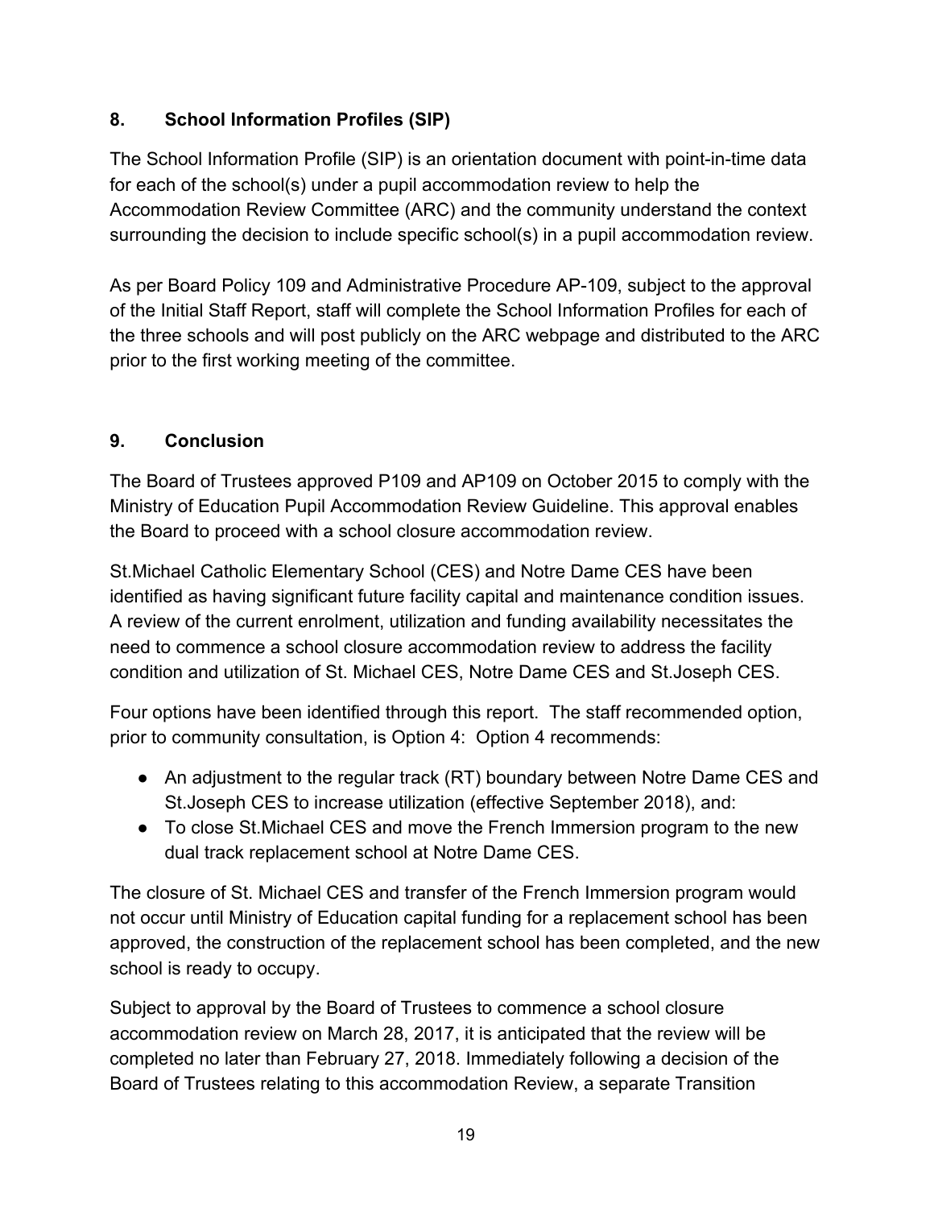## 8. School Information Profiles (SIP)

The School Information Profile (SIP) is an orientation document with point-in-time data for each of the school(s) under a pupil accommodation review to help the Accommodation Review Committee (ARC) and the community understand the context surrounding the decision to include specific school(s) in a pupil accommodation review.

As per Board Policy 109 and Administrative Procedure AP-109, subject to the approval of the Initial Staff Report, staff will complete the School Information Profiles for each of the three schools and will post publicly on the ARC webpage and distributed to the ARC prior to the first working meeting of the committee.

## 9. Conclusion

The Board of Trustees approved P109 and AP109 on October 2015 to comply with the Ministry of Education Pupil Accommodation Review Guideline. This approval enables the Board to proceed with a school closure accommodation review.

St.Michael Catholic Elementary School (CES) and Notre Dame CES have been identified as having significant future facility capital and maintenance condition issues. A review of the current enrolment, utilization and funding availability necessitates the need to commence a school closure accommodation review to address the facility condition and utilization of St. Michael CES, Notre Dame CES and St.Joseph CES.

Four options have been identified through this report. The staff recommended option, prior to community consultation, is Option 4: Option 4 recommends:

- An adjustment to the regular track (RT) boundary between Notre Dame CES and St.Joseph CES to increase utilization (effective September 2018), and:
- To close St.Michael CES and move the French Immersion program to the new dual track replacement school at Notre Dame CES.

The closure of St. Michael CES and transfer of the French Immersion program would not occur until Ministry of Education capital funding for a replacement school has been approved, the construction of the replacement school has been completed, and the new school is ready to occupy.

Subject to approval by the Board of Trustees to commence a school closure accommodation review on March 28, 2017, it is anticipated that the review will be completed no later than February 27, 2018. Immediately following a decision of the Board of Trustees relating to this accommodation Review, a separate Transition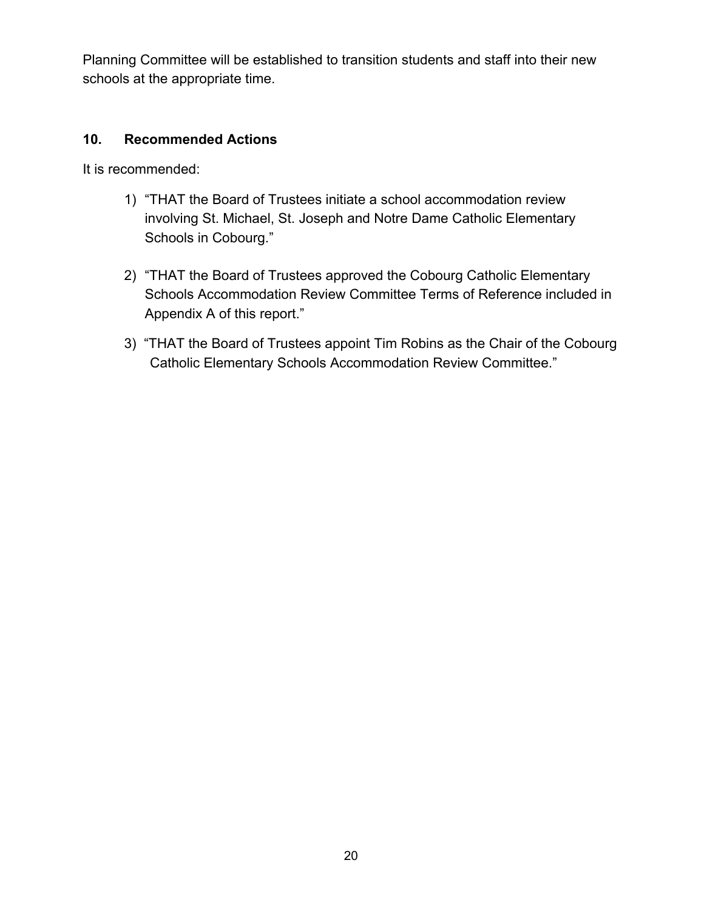Planning Committee will be established to transition students and staff into their new schools at the appropriate time.

## 10. Recommended Actions

It is recommended:

1) "THAT the Board of Trustees initiate a school accommodation review involving St. Michael, St. Joseph and Notre Dame Catholic Elementary Schools in Cobourg."

2) "THAT the Board of Trustees approved the Cobourg Catholic Elementary Schools Accommodation Review Committee Terms of Reference included in Appendix A of this report."

3) "THAT the Board of Trustees appoint Tim Robins as the Chair of the Cobourg Catholic Elementary Schools Accommodation Review Committee."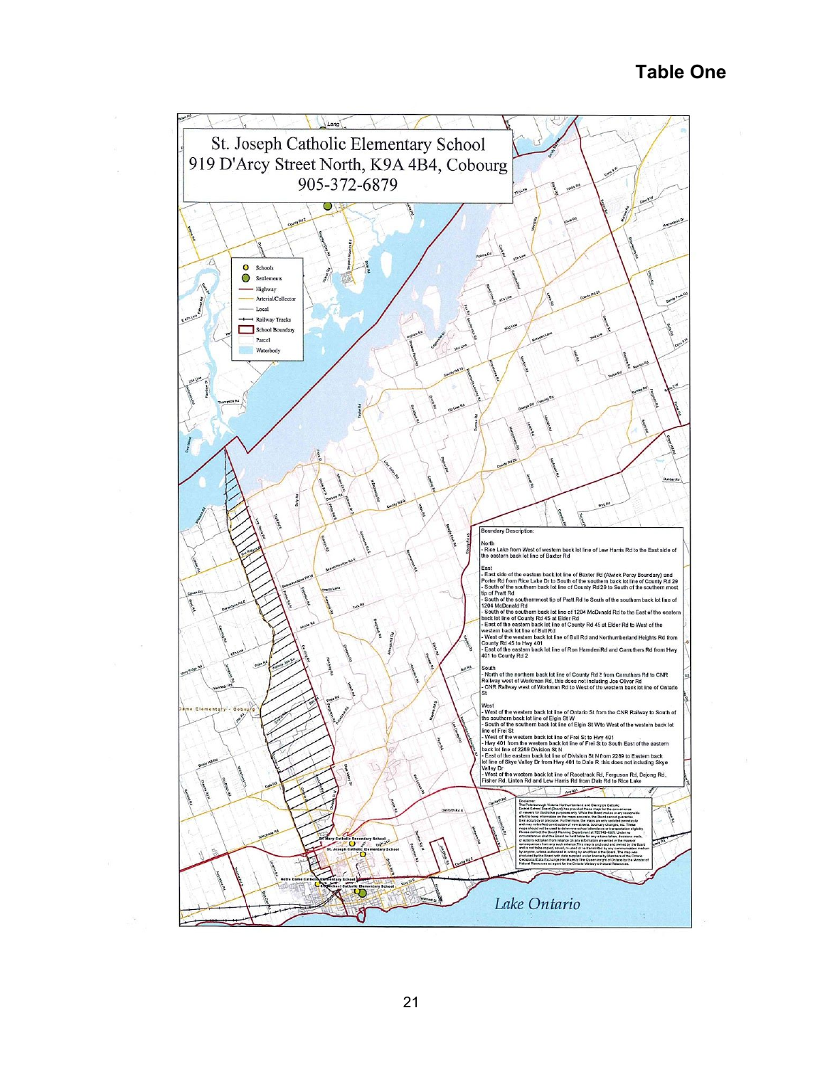## Table One

St. Joseph Catholic Elementary School
919 D'Arcy Street North, K9A 4B4, Cobourg
905-372-6879

Schools
Settlements
Highway
Arterial/Collector
Local
Railway Tracks
School Boundary
Parcel
Waterbody

Boundary Description:

North
- Rice Lake from West of western back lot line of Lew Harris Rd to the East side of the eastern back lot line of Baxter Rd

East
- East side of the eastern back lot line of Baxter Rd (Alwick Percy Boundary) and Porter Rd from Rice Lake Dr to South of the southern back lot line of County Rd 29
- South of the southern back lot line of County Rd 29 to South of the southern most tip of Pratt Rd
- South of the southernmost tip of Pratt Rd to South of the southern back lot line of 1204 McDonald Rd
- South of the southern back lot line of 1204 McDonald Rd to the East of the eastern back lot line of County Rd 45 at Elder Rd
- East of the eastern back lot line of County Rd 45 at Elder Rd to West of the western back lot line of Bull Rd
- West of the western back lot line of Bull Rd and Northumberland Heights Rd from County Rd 45 to Hwy 401
- East of the eastern back lot line of Ron Hamden Rd and Carruthers Rd from Hwy 401 to County Rd 2

South
- North of the northern back lot line of County Rd 2 from Carruthers Rd to CNR Railway west of Workman Rd, this does not including Joe Oliver Rd
- CNR Railway west of Workman Rd to West of the western back lot line of Ontario St

West
- West of the western back lot line of Ontario St from the CNR Railway to South of the southern back lot line of Elgin St W
- South of the southern back lot line of Elgin St Wto West of the western back lot line of Frei St
- West of the western back lot line of Frei St to Hwy 401
- Hwy 401 from the western back lot line of Frei St to South East of the eastern back lot line of 2269 Division St N
- East of the eastern back lot line of Division St N from 2289 to Eastern back lot line of Skye Valley Dr from Hwy 401 to Dale R :this does not including Skye Valley Dr
- West of the western back lot line of Racetrack Rd, Ferguson Rd, Dejong Rd, Fisher Rd, Linton Rd and Lew Harris Rd from Dale Rd to Rice Lake

Lake Ontario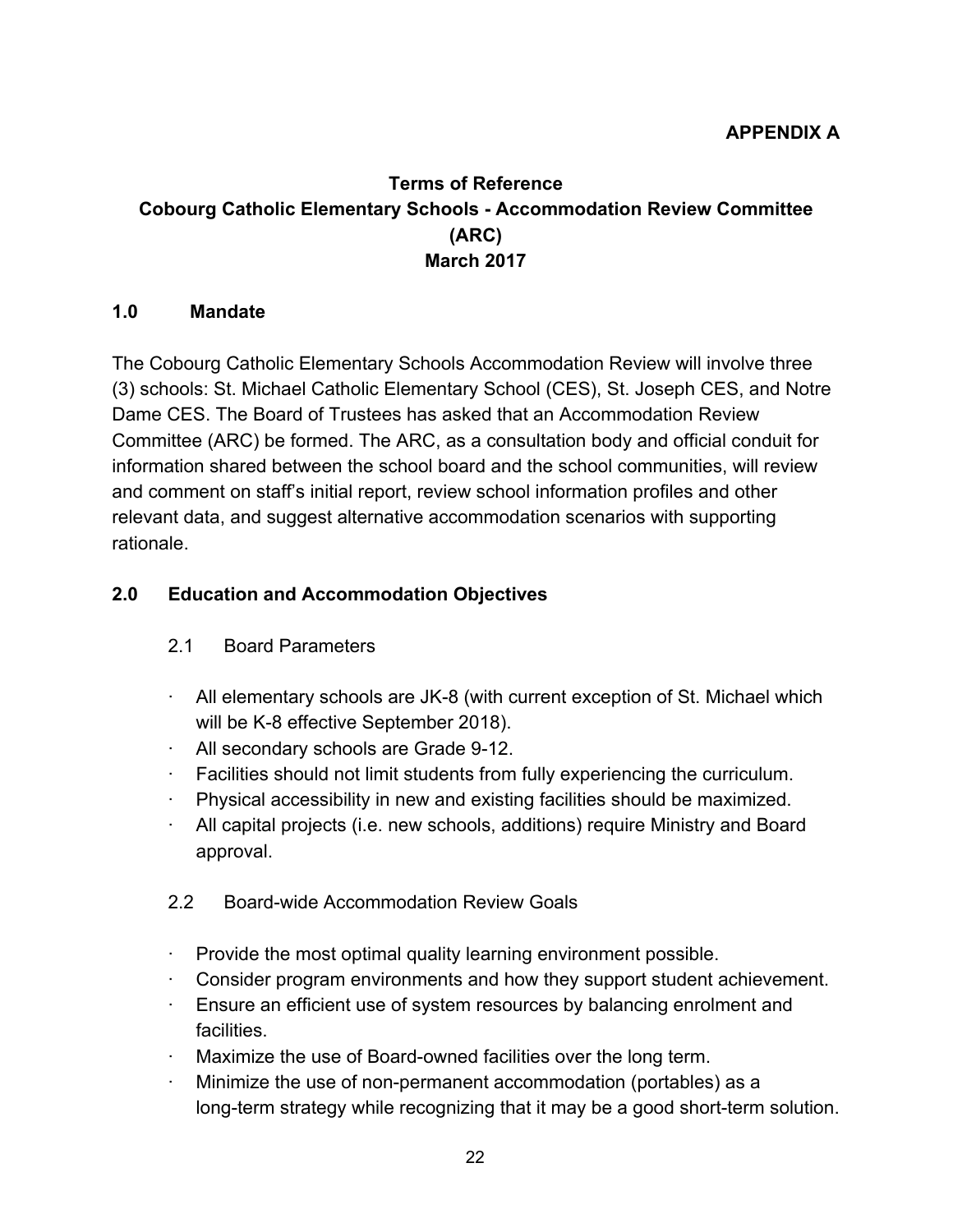**APPENDIX A**

# Terms of Reference
# Cobourg Catholic Elementary Schools - Accommodation Review Committee (ARC)
# March 2017

## 1.0 Mandate

The Cobourg Catholic Elementary Schools Accommodation Review will involve three (3) schools: St. Michael Catholic Elementary School (CES), St. Joseph CES, and Notre Dame CES. The Board of Trustees has asked that an Accommodation Review Committee (ARC) be formed. The ARC, as a consultation body and official conduit for information shared between the school board and the school communities, will review and comment on staff's initial report, review school information profiles and other relevant data, and suggest alternative accommodation scenarios with supporting rationale.

## 2.0 Education and Accommodation Objectives

### 2.1 Board Parameters

- All elementary schools are JK-8 (with current exception of St. Michael which will be K-8 effective September 2018).
- All secondary schools are Grade 9-12.
- Facilities should not limit students from fully experiencing the curriculum.
- Physical accessibility in new and existing facilities should be maximized.
- All capital projects (i.e. new schools, additions) require Ministry and Board approval.

### 2.2 Board-wide Accommodation Review Goals

- Provide the most optimal quality learning environment possible.
- Consider program environments and how they support student achievement.
- Ensure an efficient use of system resources by balancing enrolment and facilities.
- Maximize the use of Board-owned facilities over the long term.
- Minimize the use of non-permanent accommodation (portables) as a long-term strategy while recognizing that it may be a good short-term solution.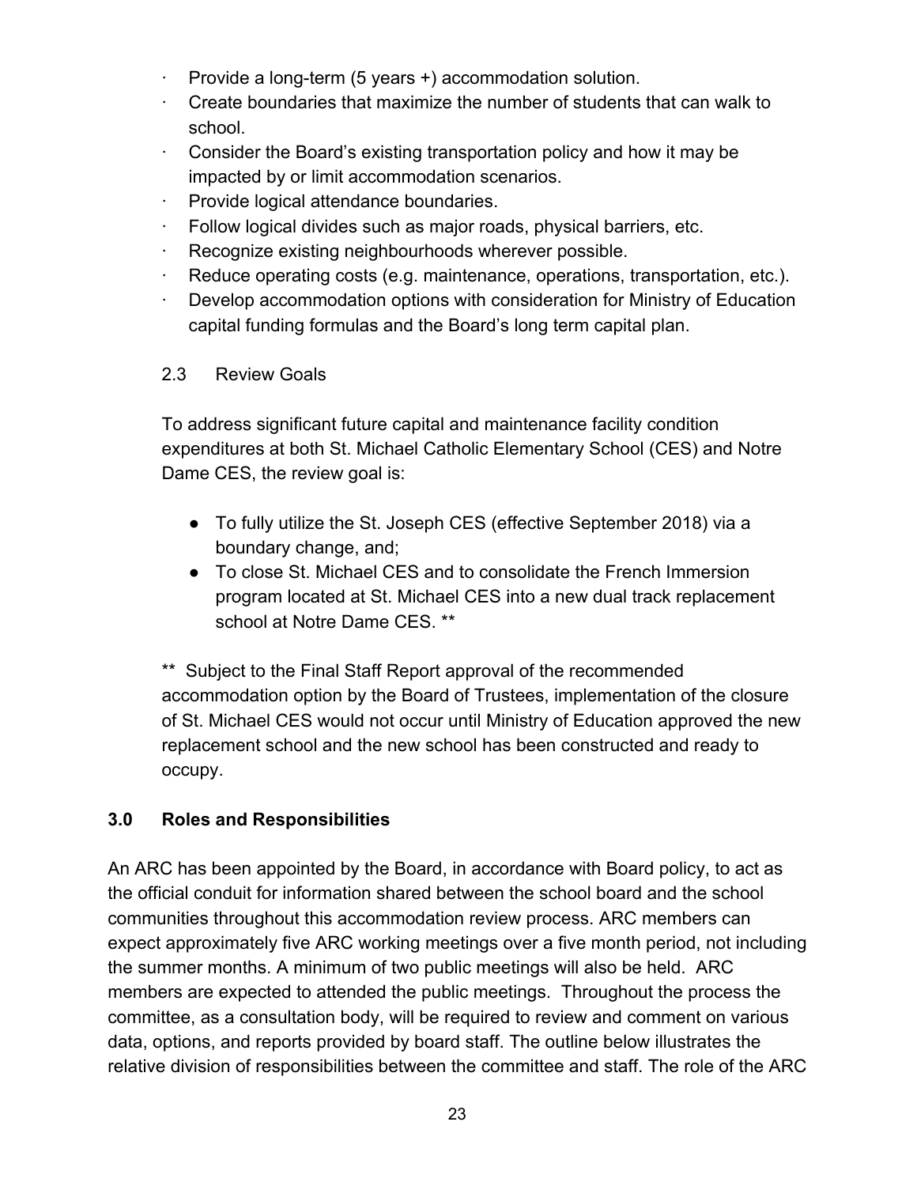- Provide a long-term (5 years +) accommodation solution.
- Create boundaries that maximize the number of students that can walk to school.
- Consider the Board's existing transportation policy and how it may be impacted by or limit accommodation scenarios.
- Provide logical attendance boundaries.
- Follow logical divides such as major roads, physical barriers, etc.
- Recognize existing neighbourhoods wherever possible.
- Reduce operating costs (e.g. maintenance, operations, transportation, etc.).
- Develop accommodation options with consideration for Ministry of Education capital funding formulas and the Board's long term capital plan.

### 2.3 Review Goals

To address significant future capital and maintenance facility condition expenditures at both St. Michael Catholic Elementary School (CES) and Notre Dame CES, the review goal is:

- To fully utilize the St. Joseph CES (effective September 2018) via a boundary change, and;
- To close St. Michael CES and to consolidate the French Immersion program located at St. Michael CES into a new dual track replacement school at Notre Dame CES. **

** Subject to the Final Staff Report approval of the recommended accommodation option by the Board of Trustees, implementation of the closure of St. Michael CES would not occur until Ministry of Education approved the new replacement school and the new school has been constructed and ready to occupy.

## 3.0 Roles and Responsibilities

An ARC has been appointed by the Board, in accordance with Board policy, to act as the official conduit for information shared between the school board and the school communities throughout this accommodation review process. ARC members can expect approximately five ARC working meetings over a five month period, not including the summer months. A minimum of two public meetings will also be held. ARC members are expected to attended the public meetings. Throughout the process the committee, as a consultation body, will be required to review and comment on various data, options, and reports provided by board staff. The outline below illustrates the relative division of responsibilities between the committee and staff. The role of the ARC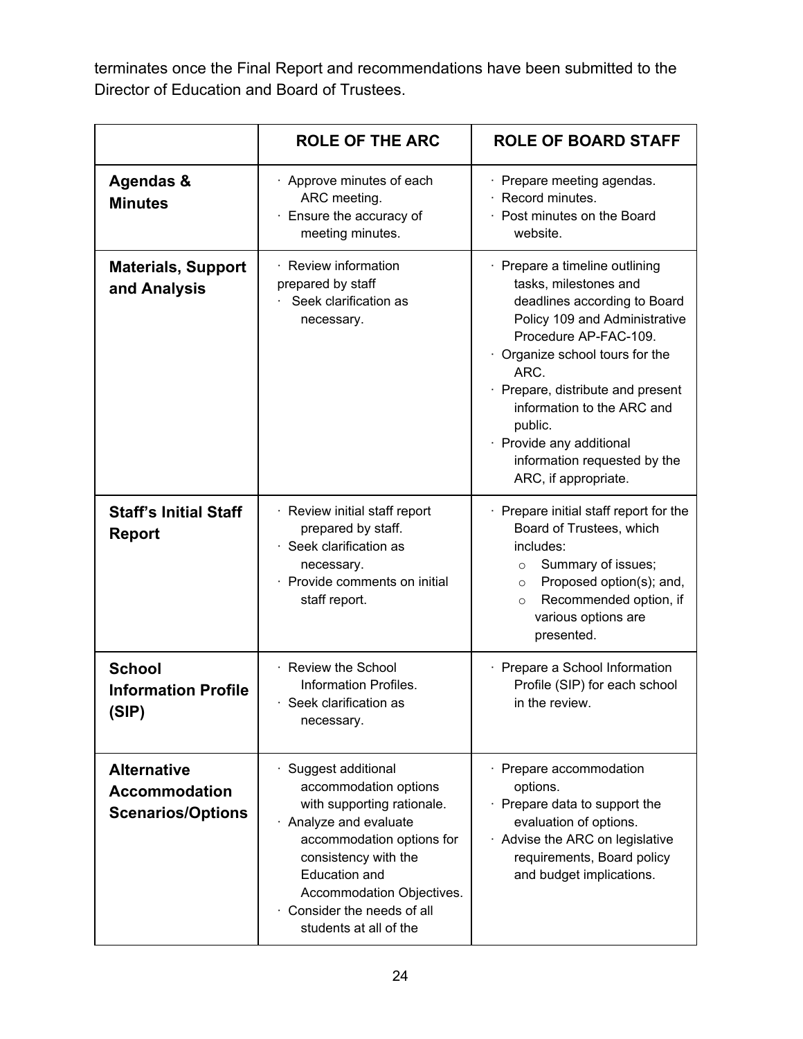terminates once the Final Report and recommendations have been submitted to the Director of Education and Board of Trustees.

| | ROLE OF THE ARC | ROLE OF BOARD STAFF |
|---|---|---|
| **Agendas & Minutes** | · Approve minutes of each ARC meeting.<br>· Ensure the accuracy of meeting minutes. | · Prepare meeting agendas.<br>· Record minutes.<br>· Post minutes on the Board website. |
| **Materials, Support and Analysis** | · Review information prepared by staff<br>· Seek clarification as necessary. | · Prepare a timeline outlining tasks, milestones and deadlines according to Board Policy 109 and Administrative Procedure AP-FAC-109.<br>· Organize school tours for the ARC.<br>· Prepare, distribute and present information to the ARC and public.<br>· Provide any additional information requested by the ARC, if appropriate. |
| **Staff's Initial Staff Report** | · Review initial staff report prepared by staff.<br>· Seek clarification as necessary.<br>· Provide comments on initial staff report. | · Prepare initial staff report for the Board of Trustees, which includes:<br>o Summary of issues;<br>o Proposed option(s); and,<br>o Recommended option, if various options are presented. |
| **School Information Profile (SIP)** | · Review the School Information Profiles.<br>· Seek clarification as necessary. | · Prepare a School Information Profile (SIP) for each school in the review. |
| **Alternative Accommodation Scenarios/Options** | · Suggest additional accommodation options with supporting rationale.<br>· Analyze and evaluate accommodation options for consistency with the Education and Accommodation Objectives.<br>· Consider the needs of all students at all of the | · Prepare accommodation options.<br>· Prepare data to support the evaluation of options.<br>· Advise the ARC on legislative requirements, Board policy and budget implications. |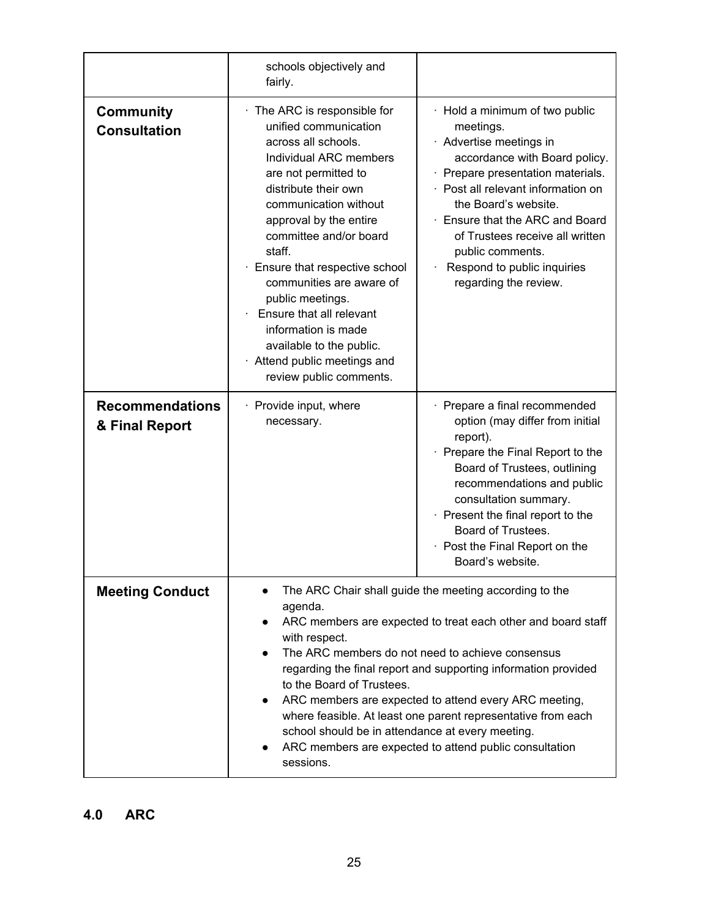| | | |
|---|---|---|
| | schools objectively and fairly. | |
| **Community Consultation** | · The ARC is responsible for unified communication across all schools. Individual ARC members are not permitted to distribute their own communication without approval by the entire committee and/or board staff.<br>· Ensure that respective school communities are aware of public meetings.<br>· Ensure that all relevant information is made available to the public.<br>· Attend public meetings and review public comments. | · Hold a minimum of two public meetings.<br>· Advertise meetings in accordance with Board policy.<br>· Prepare presentation materials.<br>· Post all relevant information on the Board's website.<br>· Ensure that the ARC and Board of Trustees receive all written public comments.<br>· Respond to public inquiries regarding the review. |
| **Recommendations & Final Report** | · Provide input, where necessary. | · Prepare a final recommended option (may differ from initial report).<br>· Prepare the Final Report to the Board of Trustees, outlining recommendations and public consultation summary.<br>· Present the final report to the Board of Trustees.<br>· Post the Final Report on the Board's website. |
| **Meeting Conduct** | • The ARC Chair shall guide the meeting according to the agenda.<br>• ARC members are expected to treat each other and board staff with respect.<br>• The ARC members do not need to achieve consensus regarding the final report and supporting information provided to the Board of Trustees.<br>• ARC members are expected to attend every ARC meeting, where feasible. At least one parent representative from each school should be in attendance at every meeting.<br>• ARC members are expected to attend public consultation sessions. | |

## 4.0 ARC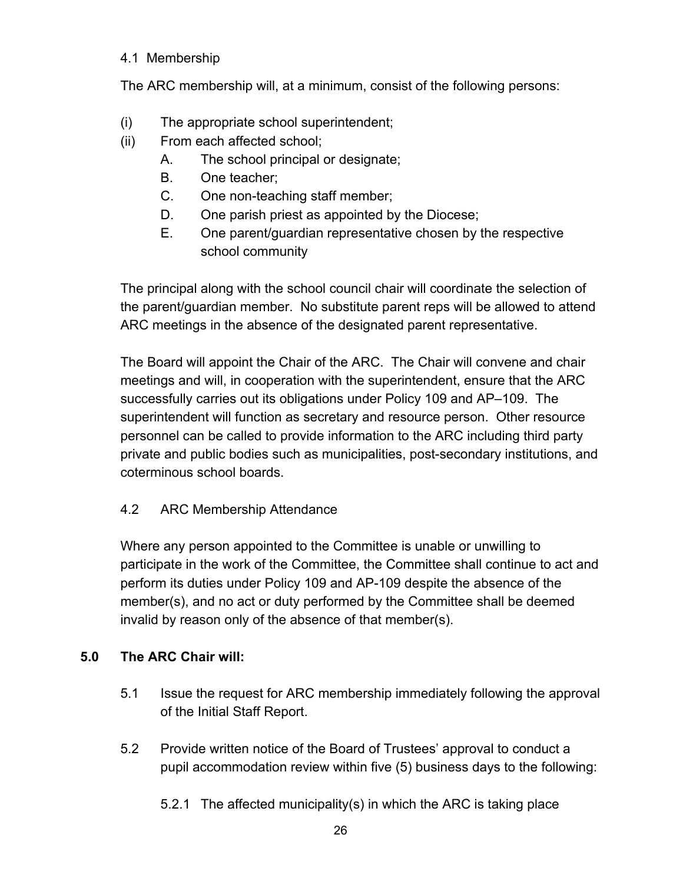4.1 Membership

The ARC membership will, at a minimum, consist of the following persons:

(i) The appropriate school superintendent;

(ii) From each affected school;

 A. The school principal or designate;

 B. One teacher;

 C. One non-teaching staff member;

 D. One parish priest as appointed by the Diocese;

 E. One parent/guardian representative chosen by the respective school community

The principal along with the school council chair will coordinate the selection of the parent/guardian member. No substitute parent reps will be allowed to attend ARC meetings in the absence of the designated parent representative.

The Board will appoint the Chair of the ARC. The Chair will convene and chair meetings and will, in cooperation with the superintendent, ensure that the ARC successfully carries out its obligations under Policy 109 and AP–109. The superintendent will function as secretary and resource person. Other resource personnel can be called to provide information to the ARC including third party private and public bodies such as municipalities, post-secondary institutions, and coterminous school boards.

4.2 ARC Membership Attendance

Where any person appointed to the Committee is unable or unwilling to participate in the work of the Committee, the Committee shall continue to act and perform its duties under Policy 109 and AP-109 despite the absence of the member(s), and no act or duty performed by the Committee shall be deemed invalid by reason only of the absence of that member(s).

**5.0 The ARC Chair will:**

5.1 Issue the request for ARC membership immediately following the approval of the Initial Staff Report.

5.2 Provide written notice of the Board of Trustees' approval to conduct a pupil accommodation review within five (5) business days to the following:

 5.2.1 The affected municipality(s) in which the ARC is taking place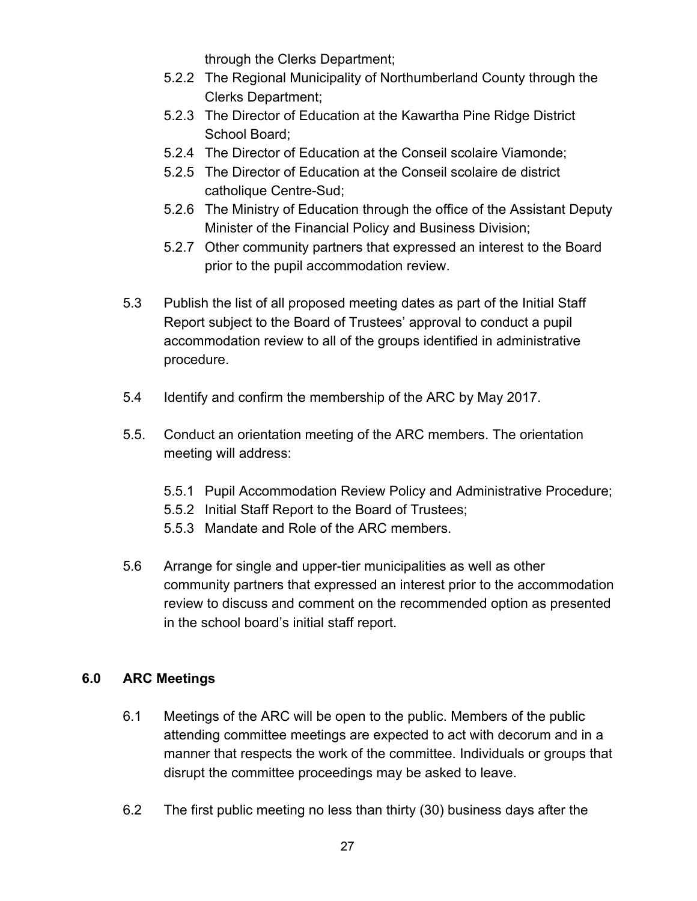through the Clerks Department;

5.2.2 The Regional Municipality of Northumberland County through the Clerks Department;

5.2.3 The Director of Education at the Kawartha Pine Ridge District School Board;

5.2.4 The Director of Education at the Conseil scolaire Viamonde;

5.2.5 The Director of Education at the Conseil scolaire de district catholique Centre-Sud;

5.2.6 The Ministry of Education through the office of the Assistant Deputy Minister of the Financial Policy and Business Division;

5.2.7 Other community partners that expressed an interest to the Board prior to the pupil accommodation review.

5.3 Publish the list of all proposed meeting dates as part of the Initial Staff Report subject to the Board of Trustees' approval to conduct a pupil accommodation review to all of the groups identified in administrative procedure.

5.4 Identify and confirm the membership of the ARC by May 2017.

5.5. Conduct an orientation meeting of the ARC members. The orientation meeting will address:

5.5.1 Pupil Accommodation Review Policy and Administrative Procedure;

5.5.2 Initial Staff Report to the Board of Trustees;

5.5.3 Mandate and Role of the ARC members.

5.6 Arrange for single and upper-tier municipalities as well as other community partners that expressed an interest prior to the accommodation review to discuss and comment on the recommended option as presented in the school board's initial staff report.

## 6.0 ARC Meetings

6.1 Meetings of the ARC will be open to the public. Members of the public attending committee meetings are expected to act with decorum and in a manner that respects the work of the committee. Individuals or groups that disrupt the committee proceedings may be asked to leave.

6.2 The first public meeting no less than thirty (30) business days after the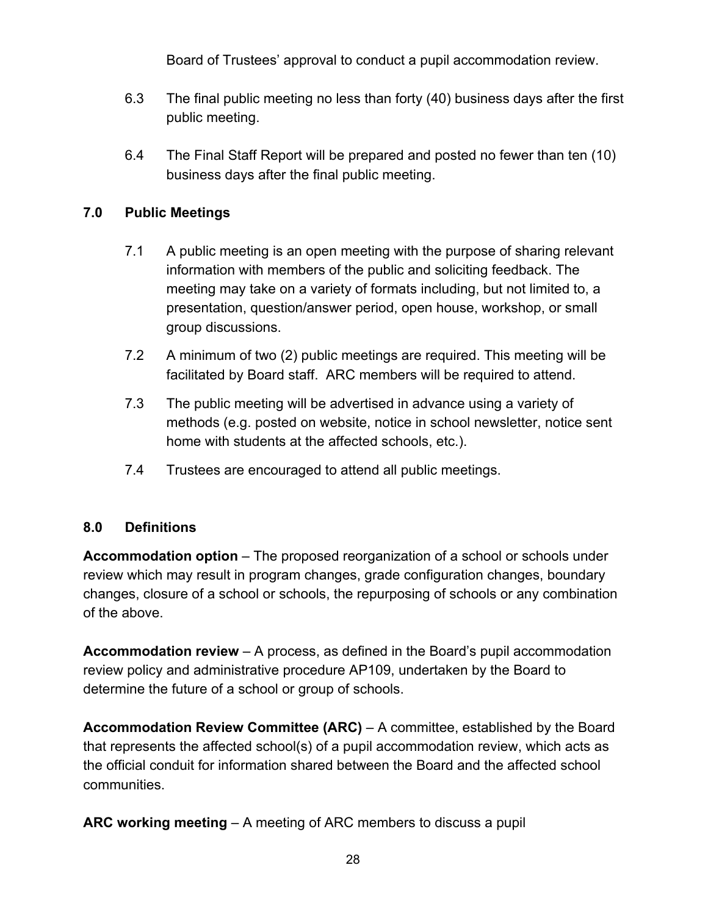Board of Trustees' approval to conduct a pupil accommodation review.

6.3 The final public meeting no less than forty (40) business days after the first public meeting.

6.4 The Final Staff Report will be prepared and posted no fewer than ten (10) business days after the final public meeting.

## 7.0 Public Meetings

7.1 A public meeting is an open meeting with the purpose of sharing relevant information with members of the public and soliciting feedback. The meeting may take on a variety of formats including, but not limited to, a presentation, question/answer period, open house, workshop, or small group discussions.

7.2 A minimum of two (2) public meetings are required. This meeting will be facilitated by Board staff. ARC members will be required to attend.

7.3 The public meeting will be advertised in advance using a variety of methods (e.g. posted on website, notice in school newsletter, notice sent home with students at the affected schools, etc.).

7.4 Trustees are encouraged to attend all public meetings.

## 8.0 Definitions

**Accommodation option** – The proposed reorganization of a school or schools under review which may result in program changes, grade configuration changes, boundary changes, closure of a school or schools, the repurposing of schools or any combination of the above.

**Accommodation review** – A process, as defined in the Board's pupil accommodation review policy and administrative procedure AP109, undertaken by the Board to determine the future of a school or group of schools.

**Accommodation Review Committee (ARC)** – A committee, established by the Board that represents the affected school(s) of a pupil accommodation review, which acts as the official conduit for information shared between the Board and the affected school communities.

**ARC working meeting** – A meeting of ARC members to discuss a pupil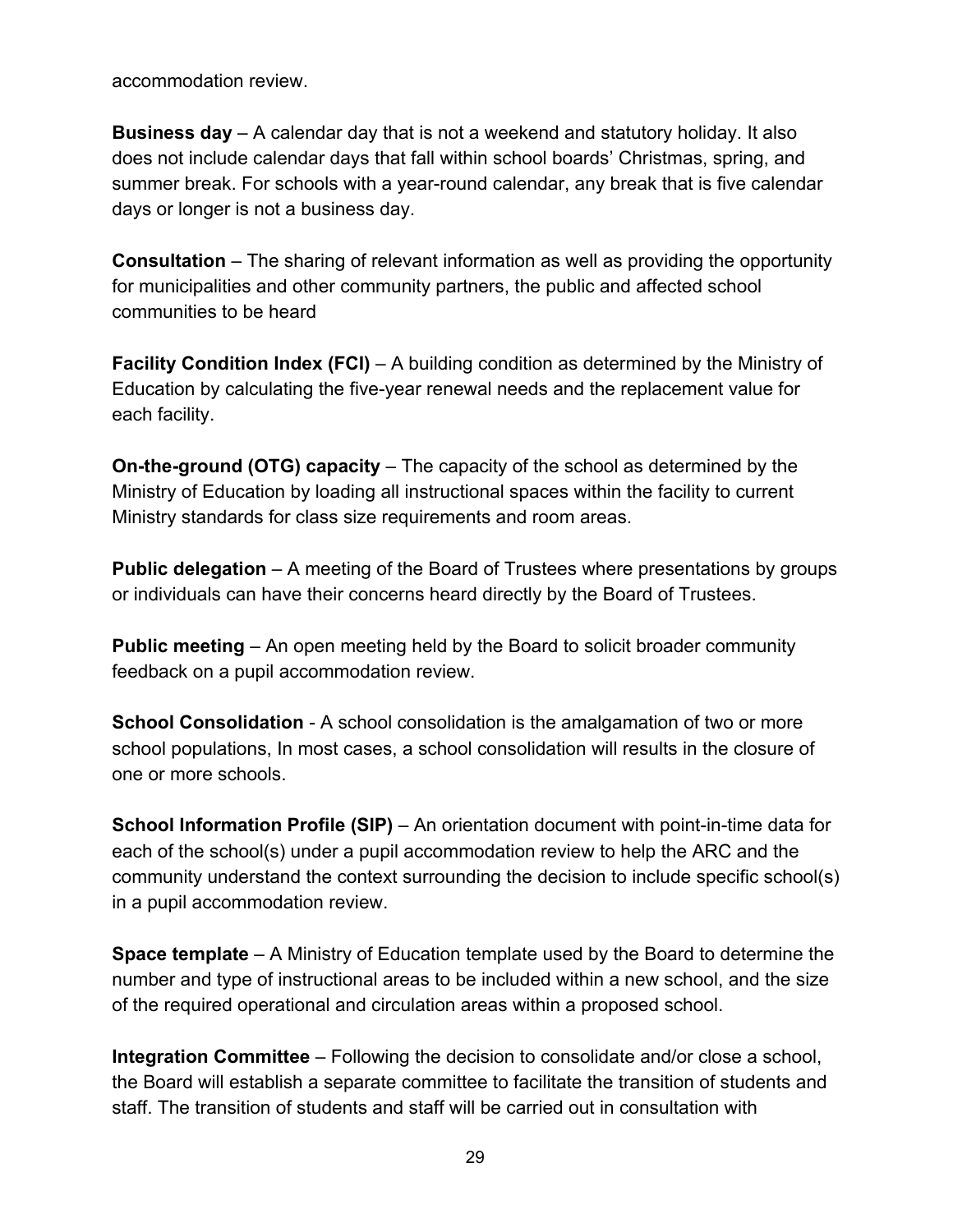accommodation review.

**Business day** – A calendar day that is not a weekend and statutory holiday. It also does not include calendar days that fall within school boards' Christmas, spring, and summer break. For schools with a year-round calendar, any break that is five calendar days or longer is not a business day.

**Consultation** – The sharing of relevant information as well as providing the opportunity for municipalities and other community partners, the public and affected school communities to be heard

**Facility Condition Index (FCI)** – A building condition as determined by the Ministry of Education by calculating the five-year renewal needs and the replacement value for each facility.

**On-the-ground (OTG) capacity** – The capacity of the school as determined by the Ministry of Education by loading all instructional spaces within the facility to current Ministry standards for class size requirements and room areas.

**Public delegation** – A meeting of the Board of Trustees where presentations by groups or individuals can have their concerns heard directly by the Board of Trustees.

**Public meeting** – An open meeting held by the Board to solicit broader community feedback on a pupil accommodation review.

**School Consolidation** - A school consolidation is the amalgamation of two or more school populations, In most cases, a school consolidation will results in the closure of one or more schools.

**School Information Profile (SIP)** – An orientation document with point-in-time data for each of the school(s) under a pupil accommodation review to help the ARC and the community understand the context surrounding the decision to include specific school(s) in a pupil accommodation review.

**Space template** – A Ministry of Education template used by the Board to determine the number and type of instructional areas to be included within a new school, and the size of the required operational and circulation areas within a proposed school.

**Integration Committee** – Following the decision to consolidate and/or close a school, the Board will establish a separate committee to facilitate the transition of students and staff. The transition of students and staff will be carried out in consultation with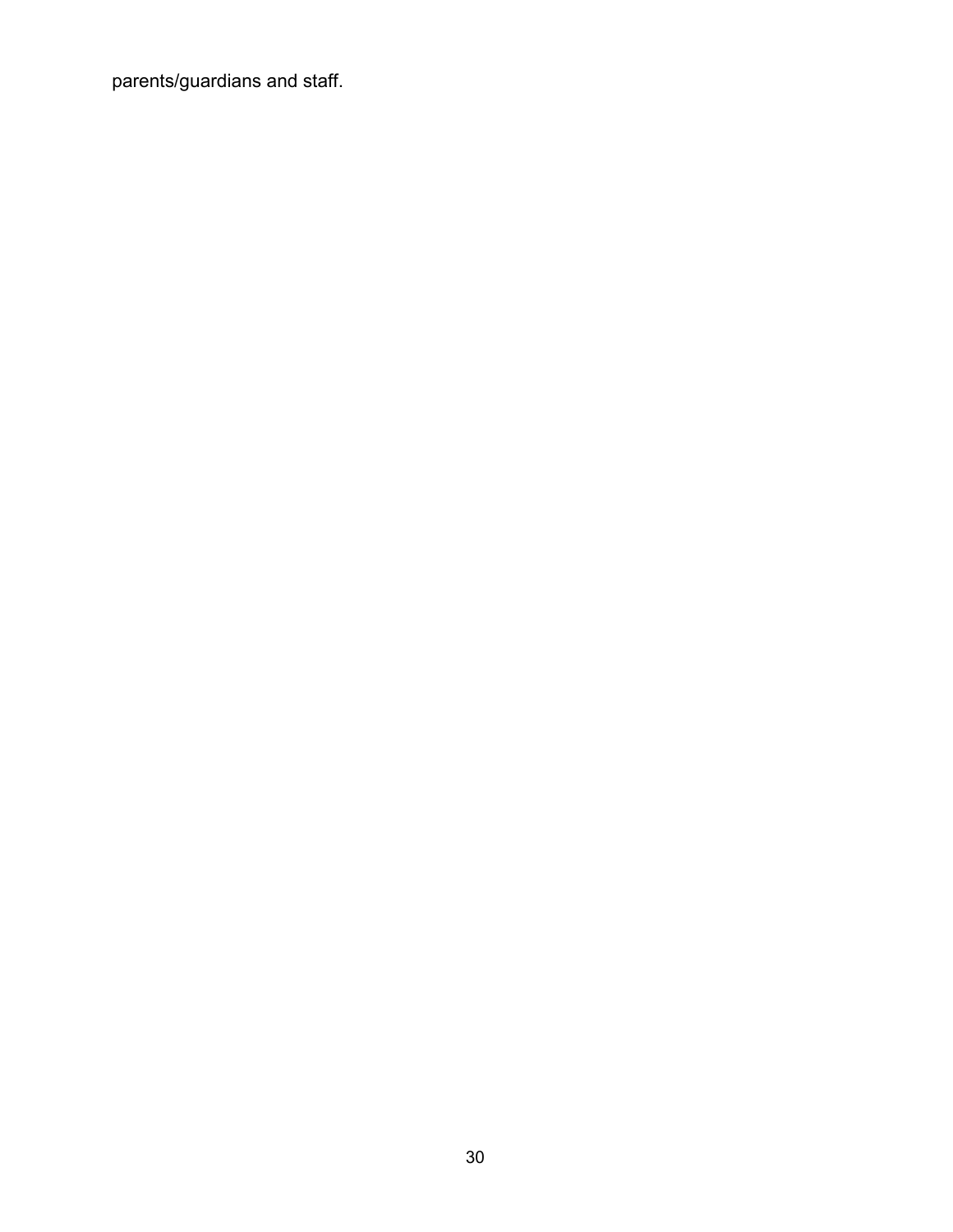parents/guardians and staff.